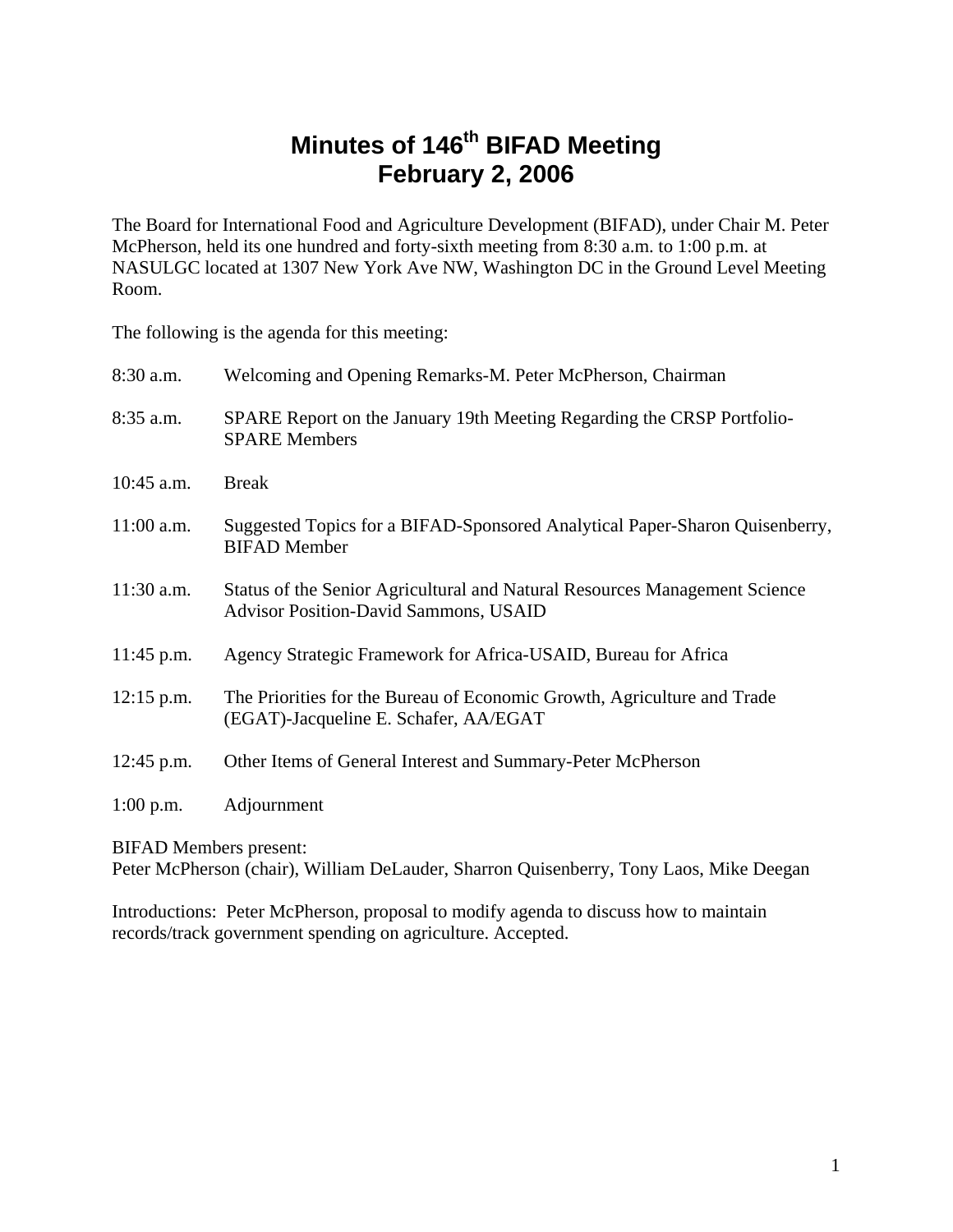# Minutes of 146th BIFAD Meeting
# February 2, 2006

The Board for International Food and Agriculture Development (BIFAD), under Chair M. Peter McPherson, held its one hundred and forty-sixth meeting from 8:30 a.m. to 1:00 p.m. at NASULGC located at 1307 New York Ave NW, Washington DC in the Ground Level Meeting Room.

The following is the agenda for this meeting:

| | |
|---|---|
| 8:30 a.m. | Welcoming and Opening Remarks-M. Peter McPherson, Chairman |
| 8:35 a.m. | SPARE Report on the January 19th Meeting Regarding the CRSP Portfolio-SPARE Members |
| 10:45 a.m. | Break |
| 11:00 a.m. | Suggested Topics for a BIFAD-Sponsored Analytical Paper-Sharon Quisenberry, BIFAD Member |
| 11:30 a.m. | Status of the Senior Agricultural and Natural Resources Management Science Advisor Position-David Sammons, USAID |
| 11:45 p.m. | Agency Strategic Framework for Africa-USAID, Bureau for Africa |
| 12:15 p.m. | The Priorities for the Bureau of Economic Growth, Agriculture and Trade (EGAT)-Jacqueline E. Schafer, AA/EGAT |
| 12:45 p.m. | Other Items of General Interest and Summary-Peter McPherson |
| 1:00 p.m. | Adjournment |

BIFAD Members present:
Peter McPherson (chair), William DeLauder, Sharron Quisenberry, Tony Laos, Mike Deegan

Introductions: Peter McPherson, proposal to modify agenda to discuss how to maintain records/track government spending on agriculture. Accepted.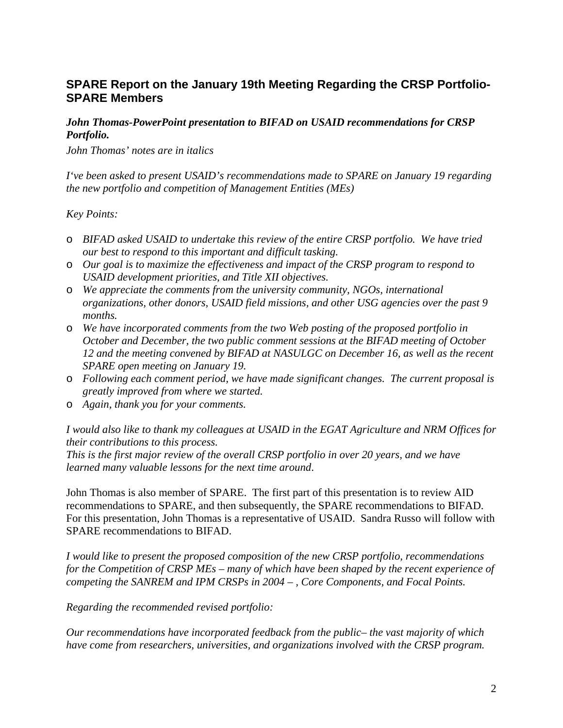## SPARE Report on the January 19th Meeting Regarding the CRSP Portfolio-SPARE Members

***John Thomas-PowerPoint presentation to BIFAD on USAID recommendations for CRSP Portfolio.***

*John Thomas' notes are in italics*

*I've been asked to present USAID's recommendations made to SPARE on January 19 regarding the new portfolio and competition of Management Entities (MEs)*

*Key Points:*

- *BIFAD asked USAID to undertake this review of the entire CRSP portfolio. We have tried our best to respond to this important and difficult tasking.*
- *Our goal is to maximize the effectiveness and impact of the CRSP program to respond to USAID development priorities, and Title XII objectives.*
- *We appreciate the comments from the university community, NGOs, international organizations, other donors, USAID field missions, and other USG agencies over the past 9 months.*
- *We have incorporated comments from the two Web posting of the proposed portfolio in October and December, the two public comment sessions at the BIFAD meeting of October 12 and the meeting convened by BIFAD at NASULGC on December 16, as well as the recent SPARE open meeting on January 19.*
- *Following each comment period, we have made significant changes. The current proposal is greatly improved from where we started.*
- *Again, thank you for your comments.*

*I would also like to thank my colleagues at USAID in the EGAT Agriculture and NRM Offices for their contributions to this process.*
*This is the first major review of the overall CRSP portfolio in over 20 years, and we have learned many valuable lessons for the next time around*.

John Thomas is also member of SPARE. The first part of this presentation is to review AID recommendations to SPARE, and then subsequently, the SPARE recommendations to BIFAD. For this presentation, John Thomas is a representative of USAID. Sandra Russo will follow with SPARE recommendations to BIFAD.

*I would like to present the proposed composition of the new CRSP portfolio, recommendations for the Competition of CRSP MEs – many of which have been shaped by the recent experience of competing the SANREM and IPM CRSPs in 2004 – , Core Components, and Focal Points.*

*Regarding the recommended revised portfolio:*

*Our recommendations have incorporated feedback from the public– the vast majority of which have come from researchers, universities, and organizations involved with the CRSP program.*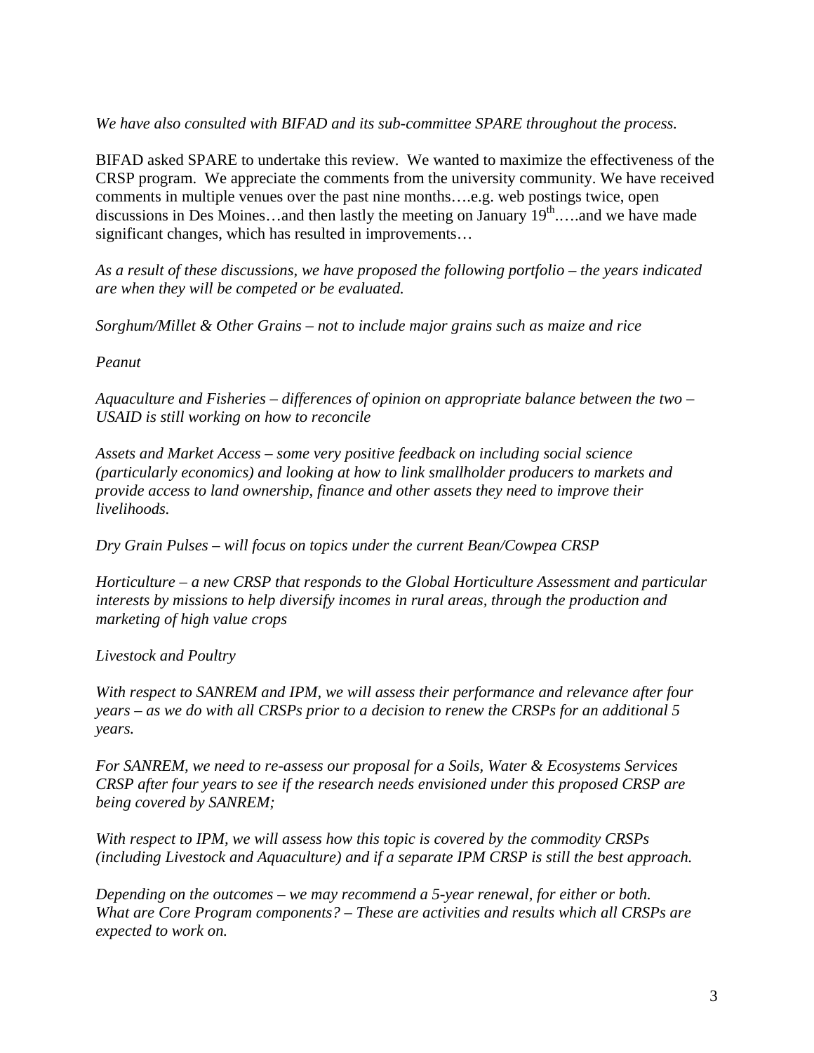*We have also consulted with BIFAD and its sub-committee SPARE throughout the process.*

BIFAD asked SPARE to undertake this review. We wanted to maximize the effectiveness of the CRSP program. We appreciate the comments from the university community. We have received comments in multiple venues over the past nine months….e.g. web postings twice, open discussions in Des Moines…and then lastly the meeting on January 19th.….and we have made significant changes, which has resulted in improvements…

*As a result of these discussions, we have proposed the following portfolio – the years indicated are when they will be competed or be evaluated.*

*Sorghum/Millet & Other Grains – not to include major grains such as maize and rice*

*Peanut*

*Aquaculture and Fisheries – differences of opinion on appropriate balance between the two – USAID is still working on how to reconcile*

*Assets and Market Access – some very positive feedback on including social science (particularly economics) and looking at how to link smallholder producers to markets and provide access to land ownership, finance and other assets they need to improve their livelihoods.*

*Dry Grain Pulses – will focus on topics under the current Bean/Cowpea CRSP*

*Horticulture – a new CRSP that responds to the Global Horticulture Assessment and particular interests by missions to help diversify incomes in rural areas, through the production and marketing of high value crops*

*Livestock and Poultry*

*With respect to SANREM and IPM, we will assess their performance and relevance after four years – as we do with all CRSPs prior to a decision to renew the CRSPs for an additional 5 years.*

*For SANREM, we need to re-assess our proposal for a Soils, Water & Ecosystems Services CRSP after four years to see if the research needs envisioned under this proposed CRSP are being covered by SANREM;*

*With respect to IPM, we will assess how this topic is covered by the commodity CRSPs (including Livestock and Aquaculture) and if a separate IPM CRSP is still the best approach.*

*Depending on the outcomes – we may recommend a 5-year renewal, for either or both.*
*What are Core Program components? – These are activities and results which all CRSPs are expected to work on.*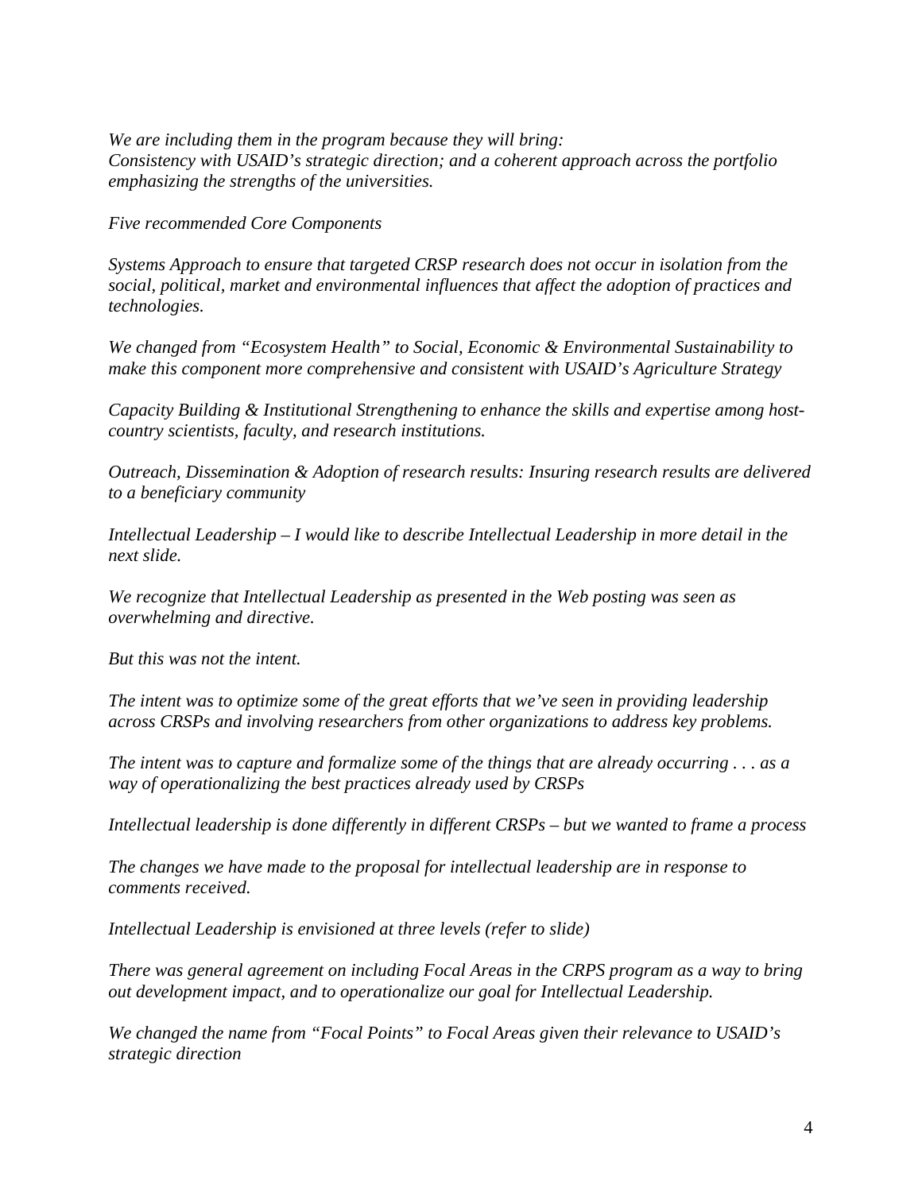*We are including them in the program because they will bring:*
*Consistency with USAID's strategic direction; and a coherent approach across the portfolio emphasizing the strengths of the universities.*

*Five recommended Core Components*

*Systems Approach to ensure that targeted CRSP research does not occur in isolation from the social, political, market and environmental influences that affect the adoption of practices and technologies.*

*We changed from "Ecosystem Health" to Social, Economic & Environmental Sustainability to make this component more comprehensive and consistent with USAID's Agriculture Strategy*

*Capacity Building & Institutional Strengthening to enhance the skills and expertise among host-country scientists, faculty, and research institutions.*

*Outreach, Dissemination & Adoption of research results: Insuring research results are delivered to a beneficiary community*

*Intellectual Leadership – I would like to describe Intellectual Leadership in more detail in the next slide.*

*We recognize that Intellectual Leadership as presented in the Web posting was seen as overwhelming and directive.*

*But this was not the intent.*

*The intent was to optimize some of the great efforts that we've seen in providing leadership across CRSPs and involving researchers from other organizations to address key problems.*

*The intent was to capture and formalize some of the things that are already occurring . . . as a way of operationalizing the best practices already used by CRSPs*

*Intellectual leadership is done differently in different CRSPs – but we wanted to frame a process*

*The changes we have made to the proposal for intellectual leadership are in response to comments received.*

*Intellectual Leadership is envisioned at three levels (refer to slide)*

*There was general agreement on including Focal Areas in the CRPS program as a way to bring out development impact, and to operationalize our goal for Intellectual Leadership.*

*We changed the name from "Focal Points" to Focal Areas given their relevance to USAID's strategic direction*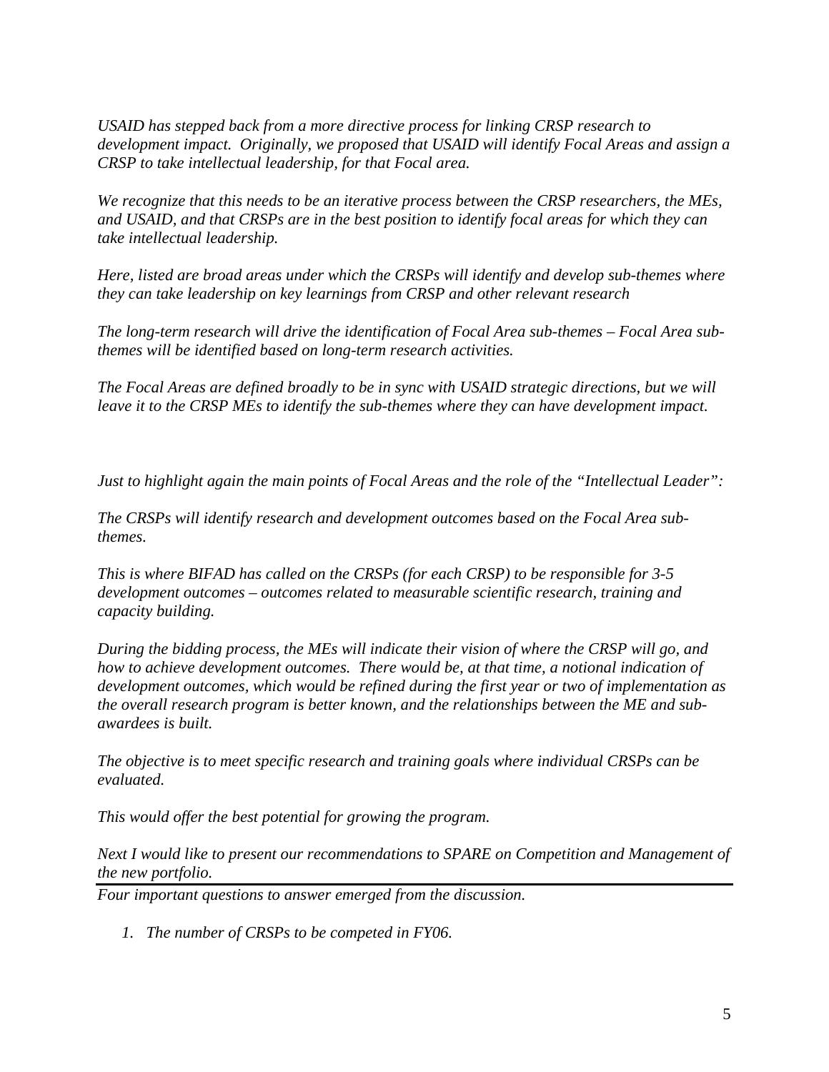*USAID has stepped back from a more directive process for linking CRSP research to development impact. Originally, we proposed that USAID will identify Focal Areas and assign a CRSP to take intellectual leadership, for that Focal area.*

*We recognize that this needs to be an iterative process between the CRSP researchers, the MEs, and USAID, and that CRSPs are in the best position to identify focal areas for which they can take intellectual leadership.*

*Here, listed are broad areas under which the CRSPs will identify and develop sub-themes where they can take leadership on key learnings from CRSP and other relevant research*

*The long-term research will drive the identification of Focal Area sub-themes – Focal Area sub-themes will be identified based on long-term research activities.*

*The Focal Areas are defined broadly to be in sync with USAID strategic directions, but we will leave it to the CRSP MEs to identify the sub-themes where they can have development impact.*

*Just to highlight again the main points of Focal Areas and the role of the "Intellectual Leader":*

*The CRSPs will identify research and development outcomes based on the Focal Area sub-themes.*

*This is where BIFAD has called on the CRSPs (for each CRSP) to be responsible for 3-5 development outcomes – outcomes related to measurable scientific research, training and capacity building.*

*During the bidding process, the MEs will indicate their vision of where the CRSP will go, and how to achieve development outcomes. There would be, at that time, a notional indication of development outcomes, which would be refined during the first year or two of implementation as the overall research program is better known, and the relationships between the ME and sub-awardees is built.*

*The objective is to meet specific research and training goals where individual CRSPs can be evaluated.*

*This would offer the best potential for growing the program.*

*Next I would like to present our recommendations to SPARE on Competition and Management of the new portfolio.*

---

*Four important questions to answer emerged from the discussion.*

1. *The number of CRSPs to be competed in FY06.*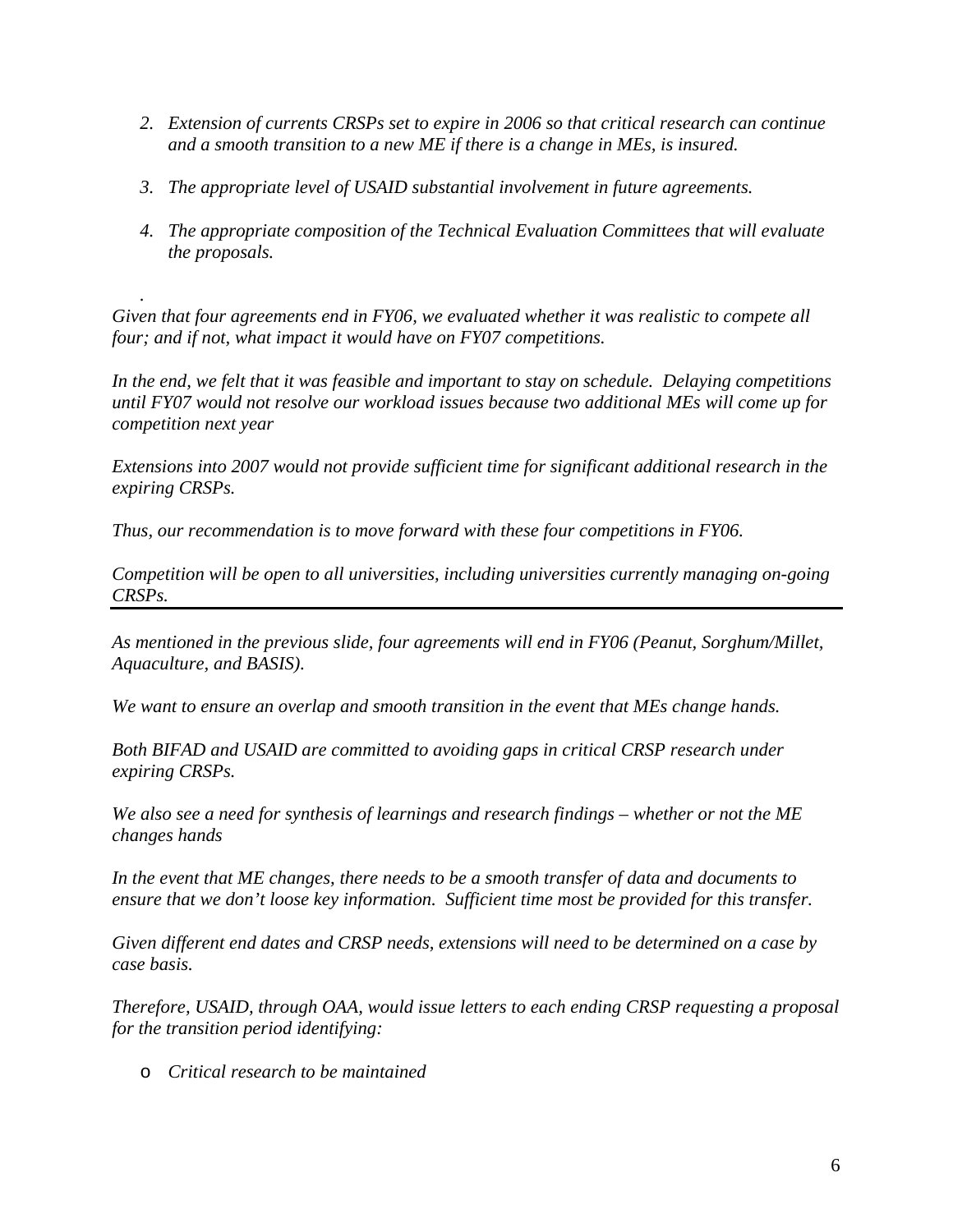2. *Extension of currents CRSPs set to expire in 2006 so that critical research can continue and a smooth transition to a new ME if there is a change in MEs, is insured.*
3. *The appropriate level of USAID substantial involvement in future agreements.*
4. *The appropriate composition of the Technical Evaluation Committees that will evaluate the proposals.*

.

*Given that four agreements end in FY06, we evaluated whether it was realistic to compete all four; and if not, what impact it would have on FY07 competitions.*

*In the end, we felt that it was feasible and important to stay on schedule. Delaying competitions until FY07 would not resolve our workload issues because two additional MEs will come up for competition next year*

*Extensions into 2007 would not provide sufficient time for significant additional research in the expiring CRSPs.*

*Thus, our recommendation is to move forward with these four competitions in FY06.*

*Competition will be open to all universities, including universities currently managing on-going CRSPs.*

---

*As mentioned in the previous slide, four agreements will end in FY06 (Peanut, Sorghum/Millet, Aquaculture, and BASIS).*

*We want to ensure an overlap and smooth transition in the event that MEs change hands.*

*Both BIFAD and USAID are committed to avoiding gaps in critical CRSP research under expiring CRSPs.*

*We also see a need for synthesis of learnings and research findings – whether or not the ME changes hands*

*In the event that ME changes, there needs to be a smooth transfer of data and documents to ensure that we don't loose key information. Sufficient time most be provided for this transfer.*

*Given different end dates and CRSP needs, extensions will need to be determined on a case by case basis.*

*Therefore, USAID, through OAA, would issue letters to each ending CRSP requesting a proposal for the transition period identifying:*

- *Critical research to be maintained*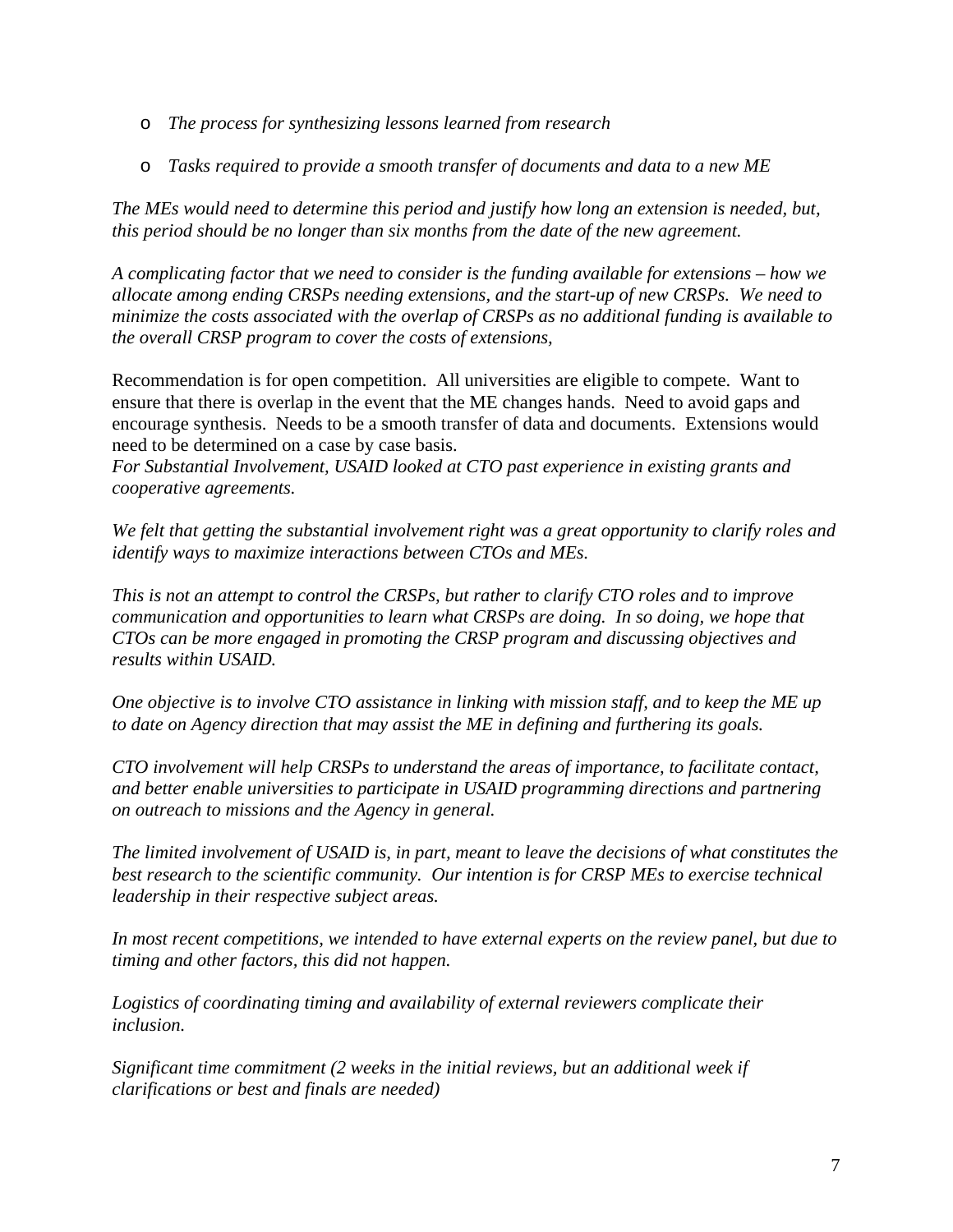- *The process for synthesizing lessons learned from research*
- *Tasks required to provide a smooth transfer of documents and data to a new ME*

*The MEs would need to determine this period and justify how long an extension is needed, but, this period should be no longer than six months from the date of the new agreement.*

*A complicating factor that we need to consider is the funding available for extensions – how we allocate among ending CRSPs needing extensions, and the start-up of new CRSPs. We need to minimize the costs associated with the overlap of CRSPs as no additional funding is available to the overall CRSP program to cover the costs of extensions,*

Recommendation is for open competition. All universities are eligible to compete. Want to ensure that there is overlap in the event that the ME changes hands. Need to avoid gaps and encourage synthesis. Needs to be a smooth transfer of data and documents. Extensions would need to be determined on a case by case basis.
*For Substantial Involvement, USAID looked at CTO past experience in existing grants and cooperative agreements.*

*We felt that getting the substantial involvement right was a great opportunity to clarify roles and identify ways to maximize interactions between CTOs and MEs.*

*This is not an attempt to control the CRSPs, but rather to clarify CTO roles and to improve communication and opportunities to learn what CRSPs are doing. In so doing, we hope that CTOs can be more engaged in promoting the CRSP program and discussing objectives and results within USAID.*

*One objective is to involve CTO assistance in linking with mission staff, and to keep the ME up to date on Agency direction that may assist the ME in defining and furthering its goals.*

*CTO involvement will help CRSPs to understand the areas of importance, to facilitate contact, and better enable universities to participate in USAID programming directions and partnering on outreach to missions and the Agency in general.*

*The limited involvement of USAID is, in part, meant to leave the decisions of what constitutes the best research to the scientific community. Our intention is for CRSP MEs to exercise technical leadership in their respective subject areas.*

*In most recent competitions, we intended to have external experts on the review panel, but due to timing and other factors, this did not happen.*

*Logistics of coordinating timing and availability of external reviewers complicate their inclusion.*

*Significant time commitment (2 weeks in the initial reviews, but an additional week if clarifications or best and finals are needed)*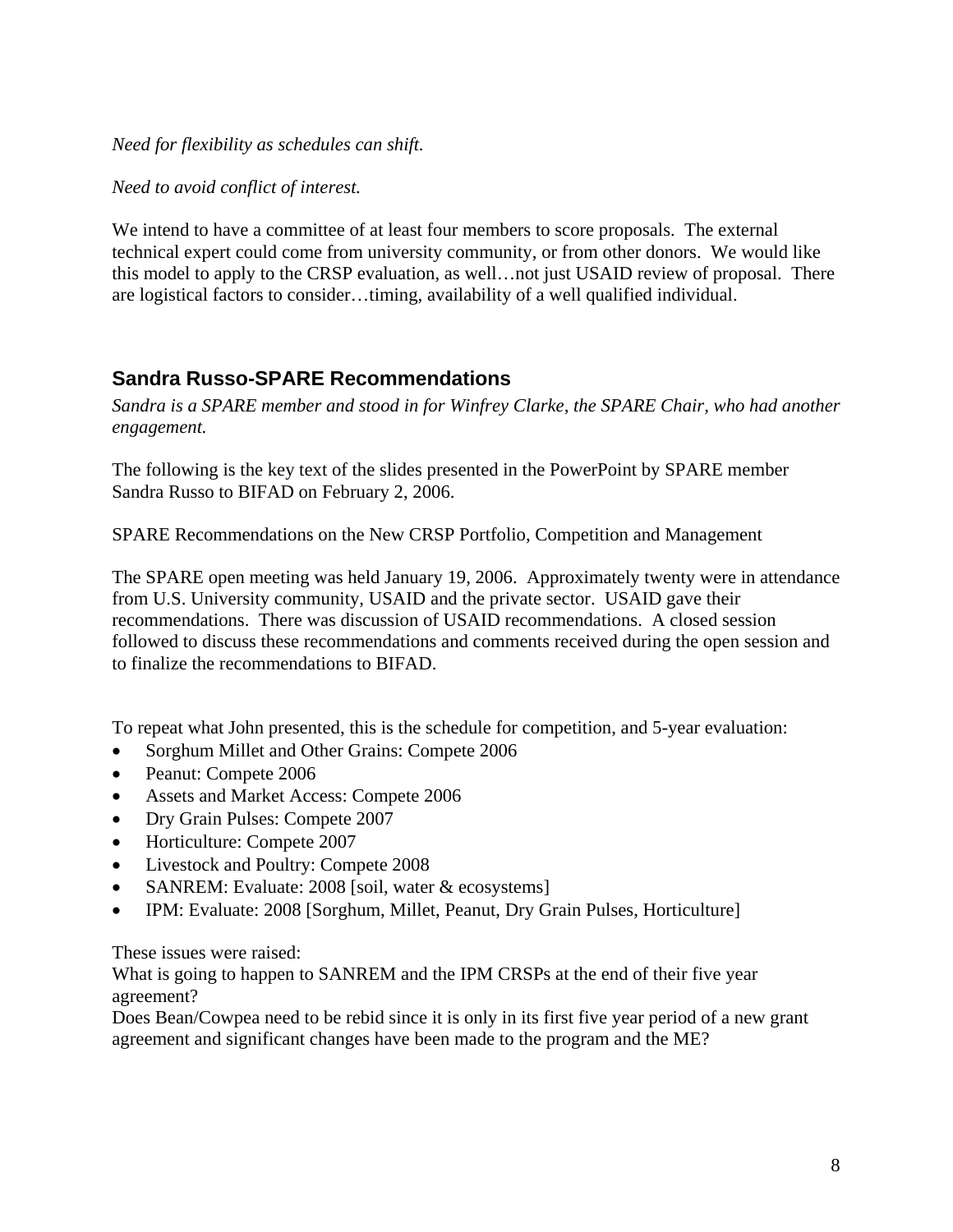*Need for flexibility as schedules can shift.*

*Need to avoid conflict of interest.*

We intend to have a committee of at least four members to score proposals. The external technical expert could come from university community, or from other donors. We would like this model to apply to the CRSP evaluation, as well…not just USAID review of proposal. There are logistical factors to consider…timing, availability of a well qualified individual.

## Sandra Russo-SPARE Recommendations

*Sandra is a SPARE member and stood in for Winfrey Clarke, the SPARE Chair, who had another engagement.*

The following is the key text of the slides presented in the PowerPoint by SPARE member Sandra Russo to BIFAD on February 2, 2006.

SPARE Recommendations on the New CRSP Portfolio, Competition and Management

The SPARE open meeting was held January 19, 2006. Approximately twenty were in attendance from U.S. University community, USAID and the private sector. USAID gave their recommendations. There was discussion of USAID recommendations. A closed session followed to discuss these recommendations and comments received during the open session and to finalize the recommendations to BIFAD.

To repeat what John presented, this is the schedule for competition, and 5-year evaluation:

- Sorghum Millet and Other Grains: Compete 2006
- Peanut: Compete 2006
- Assets and Market Access: Compete 2006
- Dry Grain Pulses: Compete 2007
- Horticulture: Compete 2007
- Livestock and Poultry: Compete 2008
- SANREM: Evaluate: 2008 [soil, water & ecosystems]
- IPM: Evaluate: 2008 [Sorghum, Millet, Peanut, Dry Grain Pulses, Horticulture]

These issues were raised:
What is going to happen to SANREM and the IPM CRSPs at the end of their five year agreement?
Does Bean/Cowpea need to be rebid since it is only in its first five year period of a new grant agreement and significant changes have been made to the program and the ME?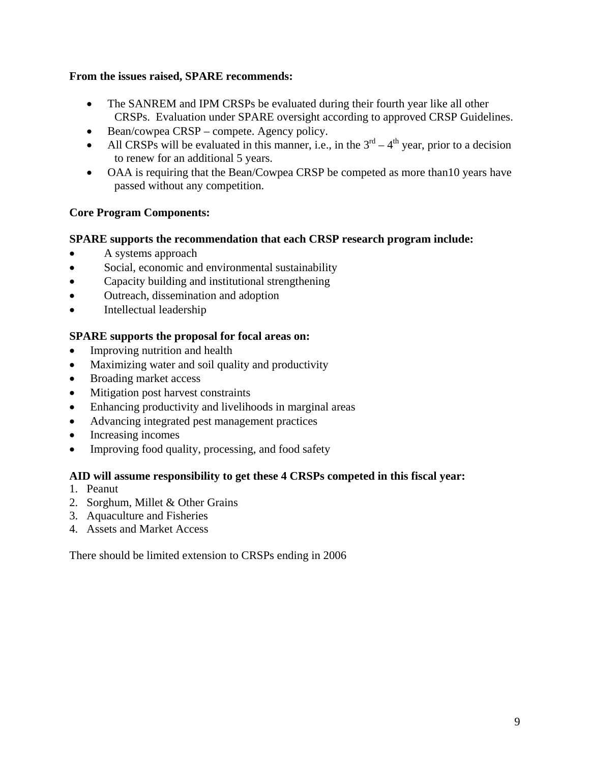**From the issues raised, SPARE recommends:**

- The SANREM and IPM CRSPs be evaluated during their fourth year like all other CRSPs. Evaluation under SPARE oversight according to approved CRSP Guidelines.
- Bean/cowpea CRSP – compete. Agency policy.
- All CRSPs will be evaluated in this manner, i.e., in the 3rd – 4th year, prior to a decision to renew for an additional 5 years.
- OAA is requiring that the Bean/Cowpea CRSP be competed as more than10 years have passed without any competition.

**Core Program Components:**

**SPARE supports the recommendation that each CRSP research program include:**

- A systems approach
- Social, economic and environmental sustainability
- Capacity building and institutional strengthening
- Outreach, dissemination and adoption
- Intellectual leadership

**SPARE supports the proposal for focal areas on:**

- Improving nutrition and health
- Maximizing water and soil quality and productivity
- Broading market access
- Mitigation post harvest constraints
- Enhancing productivity and livelihoods in marginal areas
- Advancing integrated pest management practices
- Increasing incomes
- Improving food quality, processing, and food safety

**AID will assume responsibility to get these 4 CRSPs competed in this fiscal year:**

1. Peanut
2. Sorghum, Millet & Other Grains
3. Aquaculture and Fisheries
4. Assets and Market Access

There should be limited extension to CRSPs ending in 2006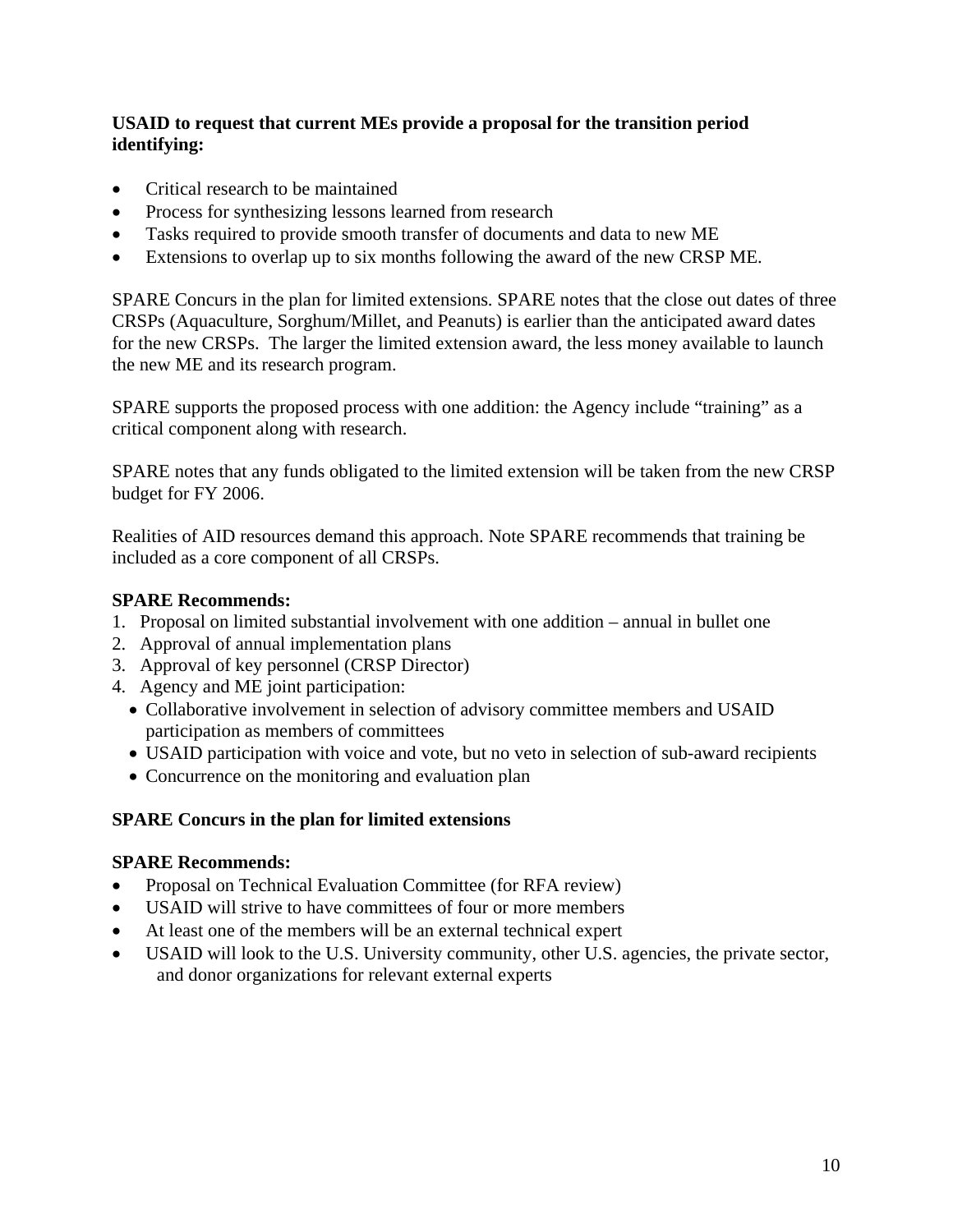**USAID to request that current MEs provide a proposal for the transition period identifying:**

- Critical research to be maintained
- Process for synthesizing lessons learned from research
- Tasks required to provide smooth transfer of documents and data to new ME
- Extensions to overlap up to six months following the award of the new CRSP ME.

SPARE Concurs in the plan for limited extensions. SPARE notes that the close out dates of three CRSPs (Aquaculture, Sorghum/Millet, and Peanuts) is earlier than the anticipated award dates for the new CRSPs. The larger the limited extension award, the less money available to launch the new ME and its research program.

SPARE supports the proposed process with one addition: the Agency include "training" as a critical component along with research.

SPARE notes that any funds obligated to the limited extension will be taken from the new CRSP budget for FY 2006.

Realities of AID resources demand this approach. Note SPARE recommends that training be included as a core component of all CRSPs.

**SPARE Recommends:**

1. Proposal on limited substantial involvement with one addition – annual in bullet one
2. Approval of annual implementation plans
3. Approval of key personnel (CRSP Director)
4. Agency and ME joint participation:
   - Collaborative involvement in selection of advisory committee members and USAID participation as members of committees
   - USAID participation with voice and vote, but no veto in selection of sub-award recipients
   - Concurrence on the monitoring and evaluation plan

**SPARE Concurs in the plan for limited extensions**

**SPARE Recommends:**

- Proposal on Technical Evaluation Committee (for RFA review)
- USAID will strive to have committees of four or more members
- At least one of the members will be an external technical expert
- USAID will look to the U.S. University community, other U.S. agencies, the private sector, and donor organizations for relevant external experts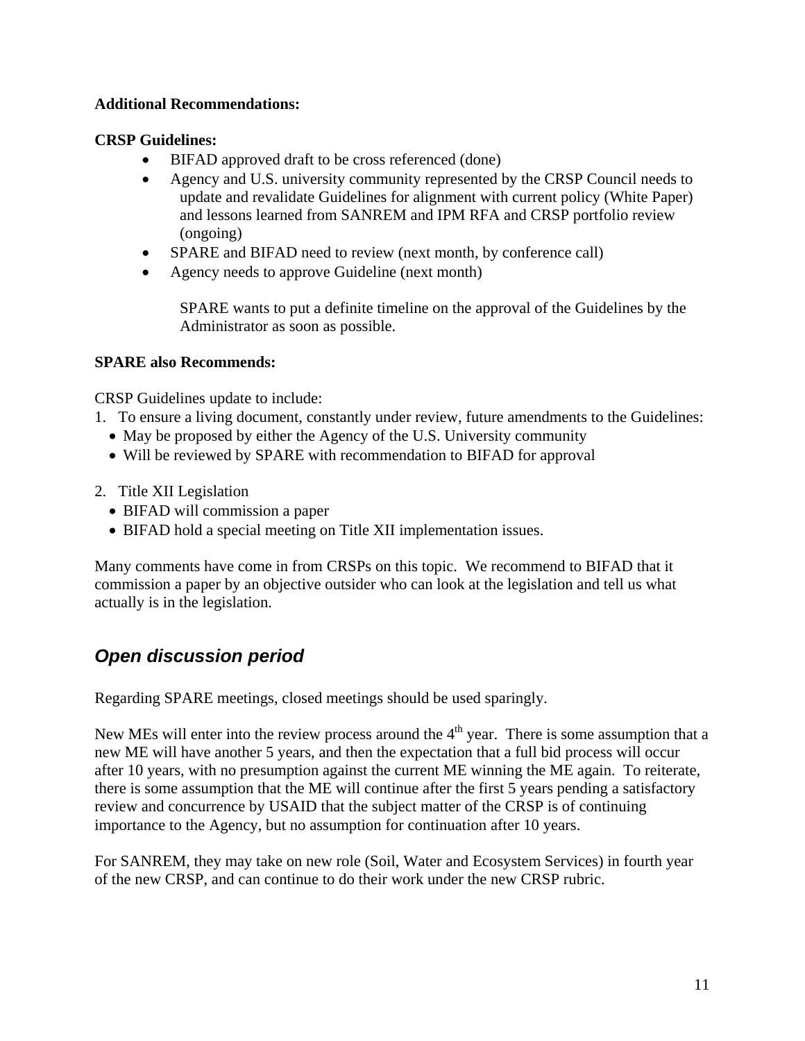**Additional Recommendations:**

**CRSP Guidelines:**

- BIFAD approved draft to be cross referenced (done)
- Agency and U.S. university community represented by the CRSP Council needs to update and revalidate Guidelines for alignment with current policy (White Paper) and lessons learned from SANREM and IPM RFA and CRSP portfolio review (ongoing)
- SPARE and BIFAD need to review (next month, by conference call)
- Agency needs to approve Guideline (next month)

  SPARE wants to put a definite timeline on the approval of the Guidelines by the Administrator as soon as possible.

**SPARE also Recommends:**

CRSP Guidelines update to include:

1. To ensure a living document, constantly under review, future amendments to the Guidelines:
   - May be proposed by either the Agency of the U.S. University community
   - Will be reviewed by SPARE with recommendation to BIFAD for approval

2. Title XII Legislation
   - BIFAD will commission a paper
   - BIFAD hold a special meeting on Title XII implementation issues.

Many comments have come in from CRSPs on this topic. We recommend to BIFAD that it commission a paper by an objective outsider who can look at the legislation and tell us what actually is in the legislation.

## *Open discussion period*

Regarding SPARE meetings, closed meetings should be used sparingly.

New MEs will enter into the review process around the 4th year. There is some assumption that a new ME will have another 5 years, and then the expectation that a full bid process will occur after 10 years, with no presumption against the current ME winning the ME again. To reiterate, there is some assumption that the ME will continue after the first 5 years pending a satisfactory review and concurrence by USAID that the subject matter of the CRSP is of continuing importance to the Agency, but no assumption for continuation after 10 years.

For SANREM, they may take on new role (Soil, Water and Ecosystem Services) in fourth year of the new CRSP, and can continue to do their work under the new CRSP rubric.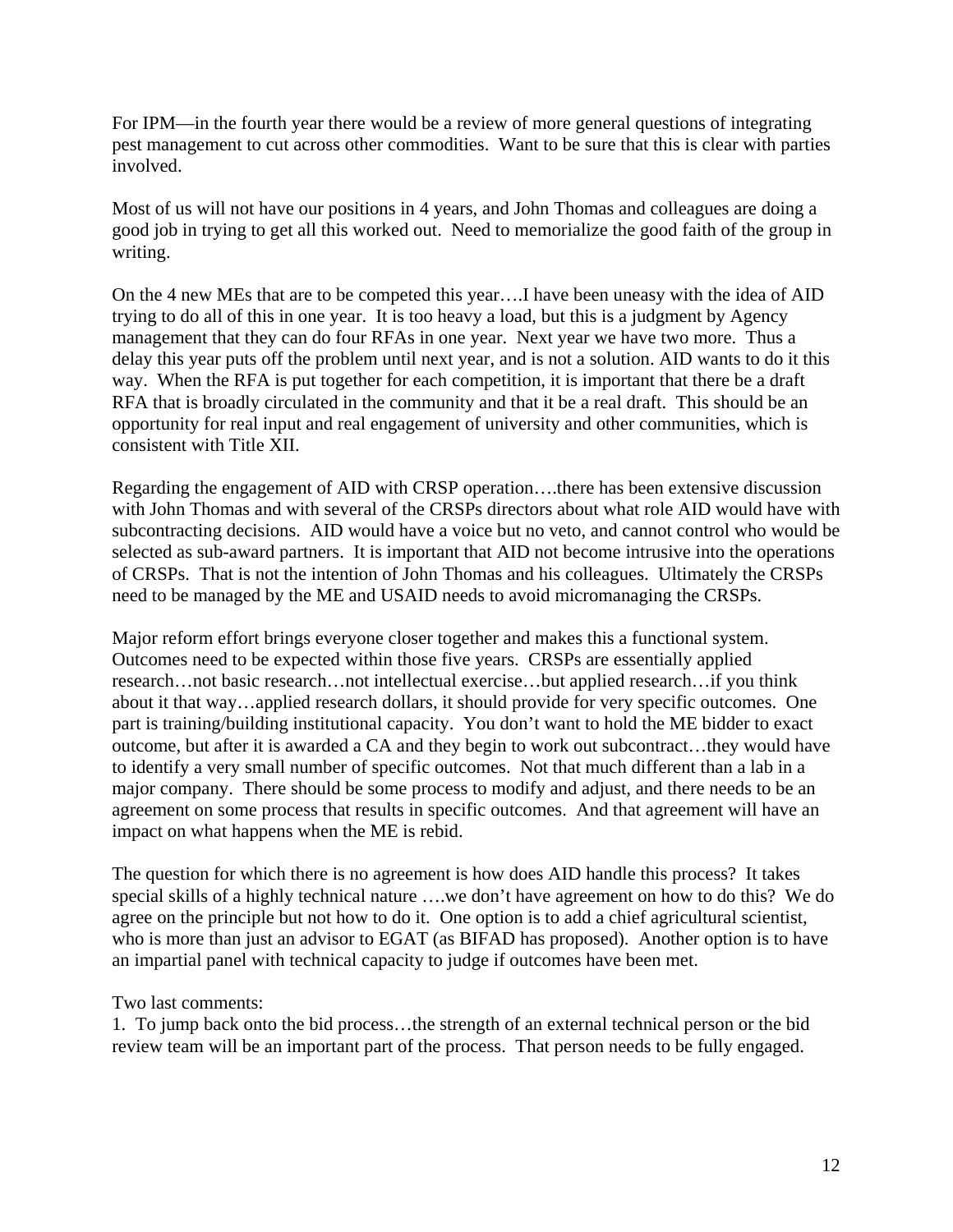For IPM—in the fourth year there would be a review of more general questions of integrating pest management to cut across other commodities. Want to be sure that this is clear with parties involved.

Most of us will not have our positions in 4 years, and John Thomas and colleagues are doing a good job in trying to get all this worked out. Need to memorialize the good faith of the group in writing.

On the 4 new MEs that are to be competed this year….I have been uneasy with the idea of AID trying to do all of this in one year. It is too heavy a load, but this is a judgment by Agency management that they can do four RFAs in one year. Next year we have two more. Thus a delay this year puts off the problem until next year, and is not a solution. AID wants to do it this way. When the RFA is put together for each competition, it is important that there be a draft RFA that is broadly circulated in the community and that it be a real draft. This should be an opportunity for real input and real engagement of university and other communities, which is consistent with Title XII.

Regarding the engagement of AID with CRSP operation….there has been extensive discussion with John Thomas and with several of the CRSPs directors about what role AID would have with subcontracting decisions. AID would have a voice but no veto, and cannot control who would be selected as sub-award partners. It is important that AID not become intrusive into the operations of CRSPs. That is not the intention of John Thomas and his colleagues. Ultimately the CRSPs need to be managed by the ME and USAID needs to avoid micromanaging the CRSPs.

Major reform effort brings everyone closer together and makes this a functional system. Outcomes need to be expected within those five years. CRSPs are essentially applied research…not basic research…not intellectual exercise…but applied research…if you think about it that way…applied research dollars, it should provide for very specific outcomes. One part is training/building institutional capacity. You don't want to hold the ME bidder to exact outcome, but after it is awarded a CA and they begin to work out subcontract…they would have to identify a very small number of specific outcomes. Not that much different than a lab in a major company. There should be some process to modify and adjust, and there needs to be an agreement on some process that results in specific outcomes. And that agreement will have an impact on what happens when the ME is rebid.

The question for which there is no agreement is how does AID handle this process? It takes special skills of a highly technical nature ….we don't have agreement on how to do this? We do agree on the principle but not how to do it. One option is to add a chief agricultural scientist, who is more than just an advisor to EGAT (as BIFAD has proposed). Another option is to have an impartial panel with technical capacity to judge if outcomes have been met.

Two last comments:

1. To jump back onto the bid process…the strength of an external technical person or the bid review team will be an important part of the process. That person needs to be fully engaged.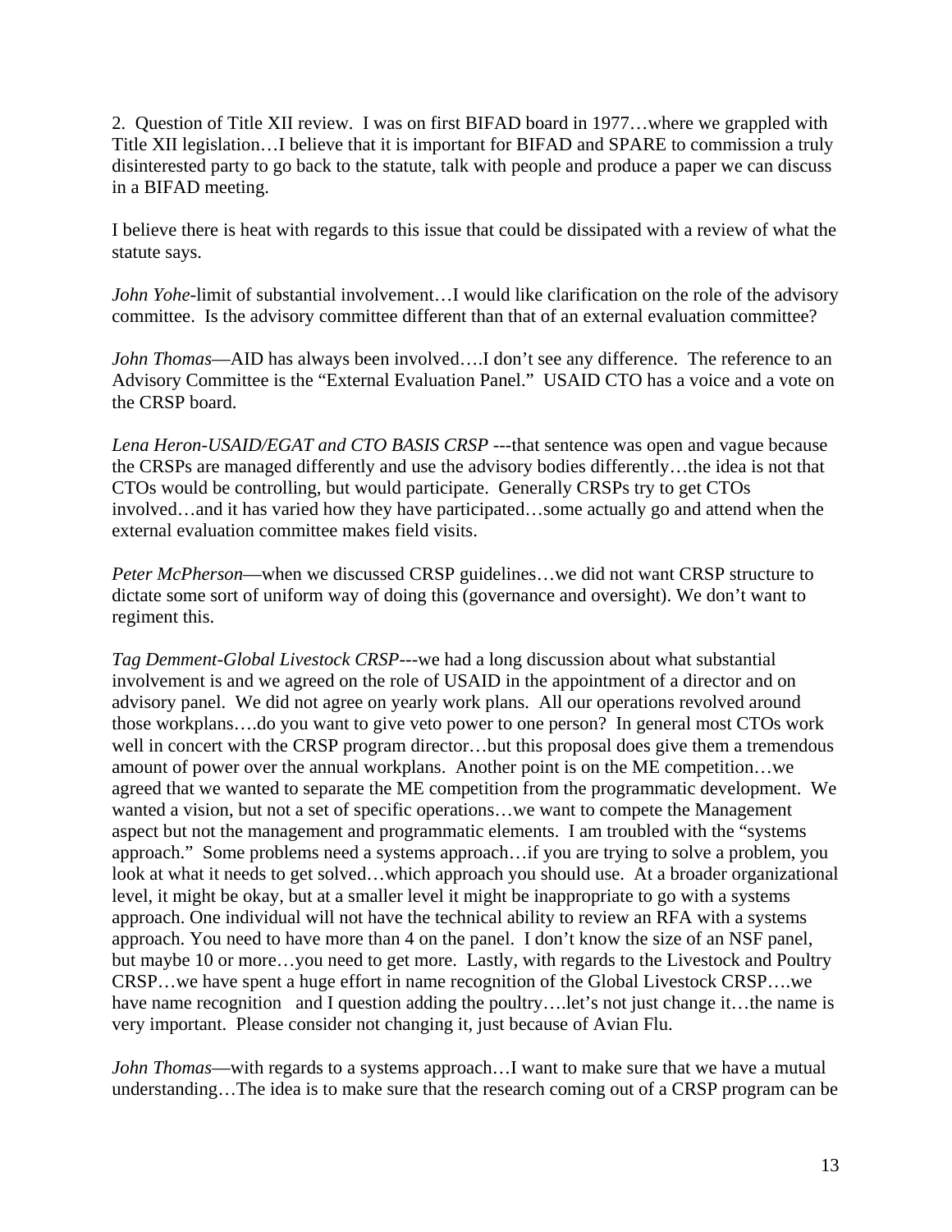2. Question of Title XII review. I was on first BIFAD board in 1977…where we grappled with Title XII legislation…I believe that it is important for BIFAD and SPARE to commission a truly disinterested party to go back to the statute, talk with people and produce a paper we can discuss in a BIFAD meeting.

I believe there is heat with regards to this issue that could be dissipated with a review of what the statute says.

*John Yohe*-limit of substantial involvement…I would like clarification on the role of the advisory committee. Is the advisory committee different than that of an external evaluation committee?

*John Thomas*—AID has always been involved….I don't see any difference. The reference to an Advisory Committee is the "External Evaluation Panel." USAID CTO has a voice and a vote on the CRSP board.

*Lena Heron-USAID/EGAT and CTO BASIS CRSP* ---that sentence was open and vague because the CRSPs are managed differently and use the advisory bodies differently…the idea is not that CTOs would be controlling, but would participate. Generally CRSPs try to get CTOs involved…and it has varied how they have participated…some actually go and attend when the external evaluation committee makes field visits.

*Peter McPherson*—when we discussed CRSP guidelines…we did not want CRSP structure to dictate some sort of uniform way of doing this (governance and oversight). We don't want to regiment this.

*Tag Demment-Global Livestock CRSP*---we had a long discussion about what substantial involvement is and we agreed on the role of USAID in the appointment of a director and on advisory panel. We did not agree on yearly work plans. All our operations revolved around those workplans….do you want to give veto power to one person? In general most CTOs work well in concert with the CRSP program director…but this proposal does give them a tremendous amount of power over the annual workplans. Another point is on the ME competition…we agreed that we wanted to separate the ME competition from the programmatic development. We wanted a vision, but not a set of specific operations…we want to compete the Management aspect but not the management and programmatic elements. I am troubled with the "systems approach." Some problems need a systems approach…if you are trying to solve a problem, you look at what it needs to get solved…which approach you should use. At a broader organizational level, it might be okay, but at a smaller level it might be inappropriate to go with a systems approach. One individual will not have the technical ability to review an RFA with a systems approach. You need to have more than 4 on the panel. I don't know the size of an NSF panel, but maybe 10 or more…you need to get more. Lastly, with regards to the Livestock and Poultry CRSP…we have spent a huge effort in name recognition of the Global Livestock CRSP….we have name recognition and I question adding the poultry….let's not just change it…the name is very important. Please consider not changing it, just because of Avian Flu.

*John Thomas*—with regards to a systems approach…I want to make sure that we have a mutual understanding…The idea is to make sure that the research coming out of a CRSP program can be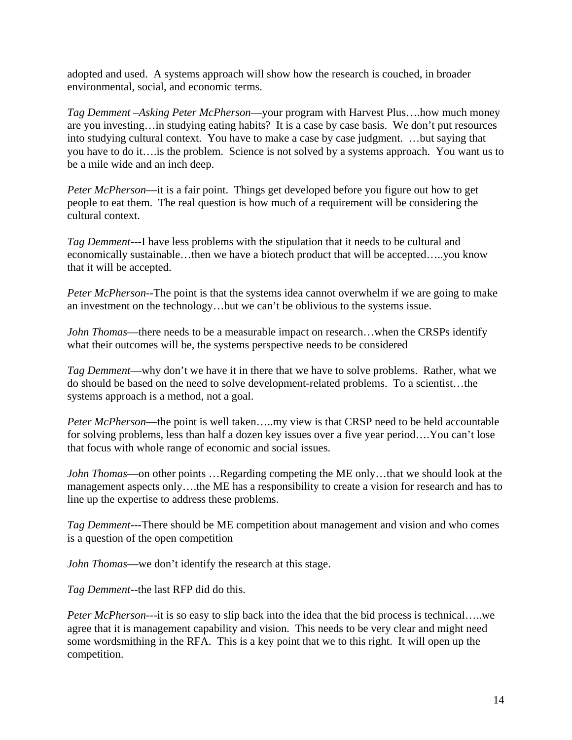adopted and used. A systems approach will show how the research is couched, in broader environmental, social, and economic terms.

*Tag Demment –Asking Peter McPherson*—your program with Harvest Plus….how much money are you investing…in studying eating habits? It is a case by case basis. We don't put resources into studying cultural context. You have to make a case by case judgment. …but saying that you have to do it….is the problem. Science is not solved by a systems approach. You want us to be a mile wide and an inch deep.

*Peter McPherson*—it is a fair point. Things get developed before you figure out how to get people to eat them. The real question is how much of a requirement will be considering the cultural context.

*Tag Demment*---I have less problems with the stipulation that it needs to be cultural and economically sustainable…then we have a biotech product that will be accepted…..you know that it will be accepted.

*Peter McPherson*--The point is that the systems idea cannot overwhelm if we are going to make an investment on the technology…but we can't be oblivious to the systems issue.

*John Thomas*—there needs to be a measurable impact on research…when the CRSPs identify what their outcomes will be, the systems perspective needs to be considered

*Tag Demment*—why don't we have it in there that we have to solve problems. Rather, what we do should be based on the need to solve development-related problems. To a scientist…the systems approach is a method, not a goal.

*Peter McPherson*—the point is well taken…..my view is that CRSP need to be held accountable for solving problems, less than half a dozen key issues over a five year period….You can't lose that focus with whole range of economic and social issues.

*John Thomas*—on other points …Regarding competing the ME only…that we should look at the management aspects only….the ME has a responsibility to create a vision for research and has to line up the expertise to address these problems.

*Tag Demment*---There should be ME competition about management and vision and who comes is a question of the open competition

*John Thomas*—we don't identify the research at this stage.

*Tag Demment*--the last RFP did do this.

*Peter McPherson*---it is so easy to slip back into the idea that the bid process is technical…..we agree that it is management capability and vision. This needs to be very clear and might need some wordsmithing in the RFA. This is a key point that we to this right. It will open up the competition.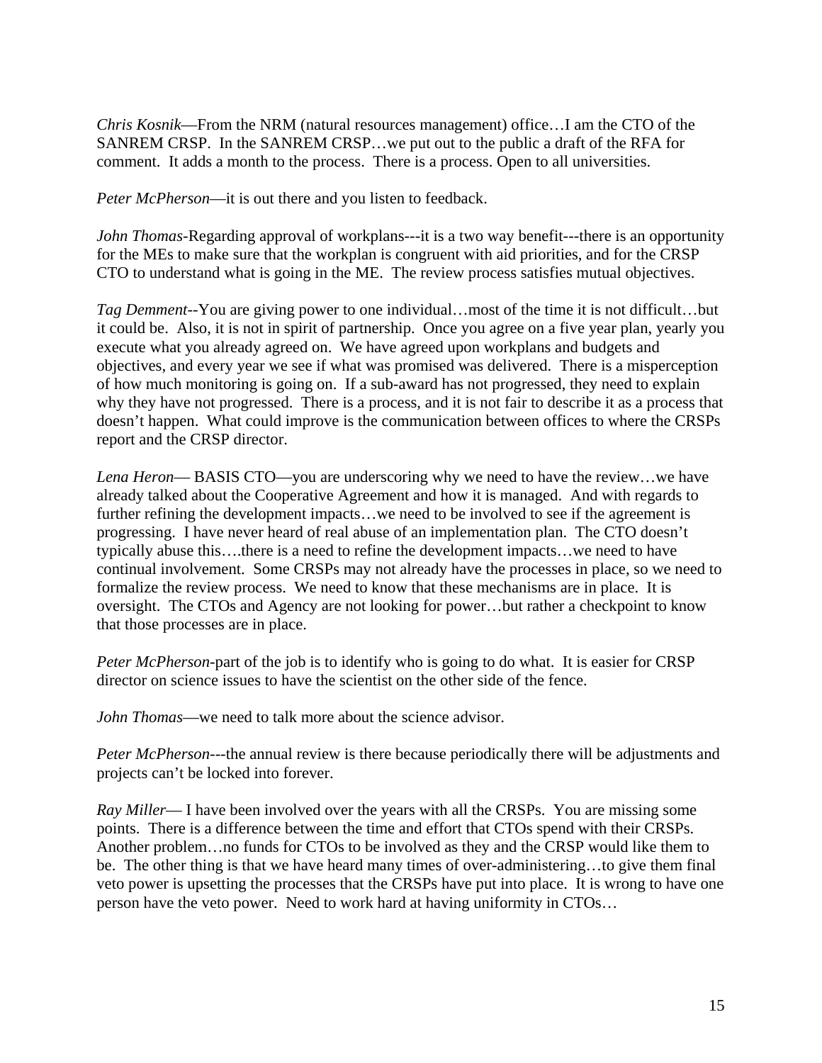*Chris Kosnik*—From the NRM (natural resources management) office…I am the CTO of the SANREM CRSP. In the SANREM CRSP…we put out to the public a draft of the RFA for comment. It adds a month to the process. There is a process. Open to all universities.

*Peter McPherson*—it is out there and you listen to feedback.

*John Thomas*-Regarding approval of workplans---it is a two way benefit---there is an opportunity for the MEs to make sure that the workplan is congruent with aid priorities, and for the CRSP CTO to understand what is going in the ME. The review process satisfies mutual objectives.

*Tag Demment*--You are giving power to one individual…most of the time it is not difficult…but it could be. Also, it is not in spirit of partnership. Once you agree on a five year plan, yearly you execute what you already agreed on. We have agreed upon workplans and budgets and objectives, and every year we see if what was promised was delivered. There is a misperception of how much monitoring is going on. If a sub-award has not progressed, they need to explain why they have not progressed. There is a process, and it is not fair to describe it as a process that doesn't happen. What could improve is the communication between offices to where the CRSPs report and the CRSP director.

*Lena Heron*— BASIS CTO—you are underscoring why we need to have the review…we have already talked about the Cooperative Agreement and how it is managed. And with regards to further refining the development impacts…we need to be involved to see if the agreement is progressing. I have never heard of real abuse of an implementation plan. The CTO doesn't typically abuse this….there is a need to refine the development impacts…we need to have continual involvement. Some CRSPs may not already have the processes in place, so we need to formalize the review process. We need to know that these mechanisms are in place. It is oversight. The CTOs and Agency are not looking for power…but rather a checkpoint to know that those processes are in place.

*Peter McPherson*-part of the job is to identify who is going to do what. It is easier for CRSP director on science issues to have the scientist on the other side of the fence.

*John Thomas*—we need to talk more about the science advisor.

*Peter McPherson*---the annual review is there because periodically there will be adjustments and projects can't be locked into forever.

*Ray Miller*— I have been involved over the years with all the CRSPs. You are missing some points. There is a difference between the time and effort that CTOs spend with their CRSPs. Another problem…no funds for CTOs to be involved as they and the CRSP would like them to be. The other thing is that we have heard many times of over-administering…to give them final veto power is upsetting the processes that the CRSPs have put into place. It is wrong to have one person have the veto power. Need to work hard at having uniformity in CTOs…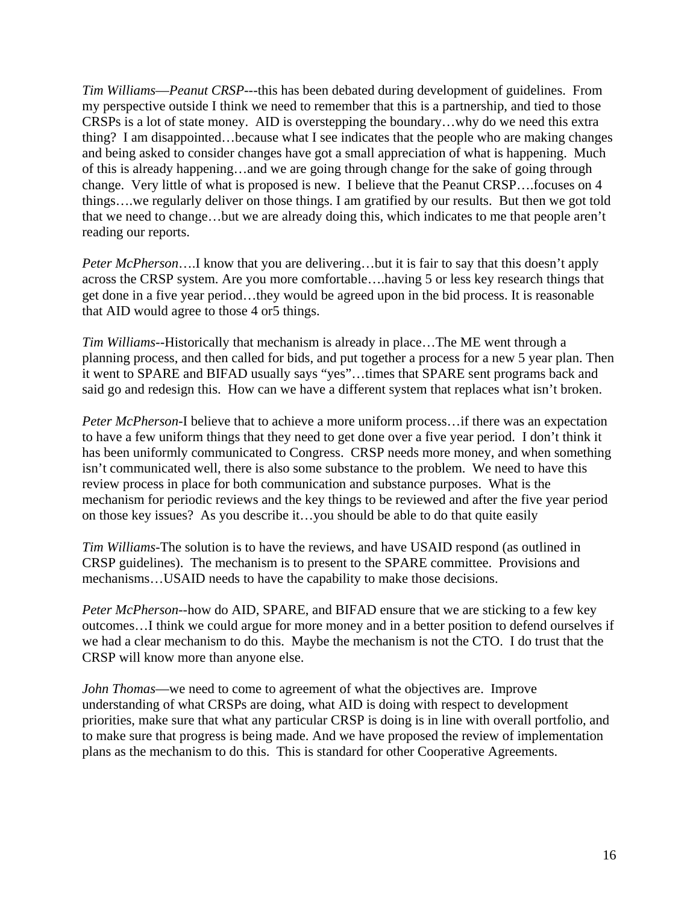*Tim Williams*—*Peanut CRSP*---this has been debated during development of guidelines. From my perspective outside I think we need to remember that this is a partnership, and tied to those CRSPs is a lot of state money. AID is overstepping the boundary…why do we need this extra thing? I am disappointed…because what I see indicates that the people who are making changes and being asked to consider changes have got a small appreciation of what is happening. Much of this is already happening…and we are going through change for the sake of going through change. Very little of what is proposed is new. I believe that the Peanut CRSP….focuses on 4 things….we regularly deliver on those things. I am gratified by our results. But then we got told that we need to change…but we are already doing this, which indicates to me that people aren't reading our reports.

*Peter McPherson*….I know that you are delivering…but it is fair to say that this doesn't apply across the CRSP system. Are you more comfortable….having 5 or less key research things that get done in a five year period…they would be agreed upon in the bid process. It is reasonable that AID would agree to those 4 or5 things.

*Tim Williams*--Historically that mechanism is already in place…The ME went through a planning process, and then called for bids, and put together a process for a new 5 year plan. Then it went to SPARE and BIFAD usually says "yes"…times that SPARE sent programs back and said go and redesign this. How can we have a different system that replaces what isn't broken.

*Peter McPherson*-I believe that to achieve a more uniform process…if there was an expectation to have a few uniform things that they need to get done over a five year period. I don't think it has been uniformly communicated to Congress. CRSP needs more money, and when something isn't communicated well, there is also some substance to the problem. We need to have this review process in place for both communication and substance purposes. What is the mechanism for periodic reviews and the key things to be reviewed and after the five year period on those key issues? As you describe it…you should be able to do that quite easily

*Tim Williams*-The solution is to have the reviews, and have USAID respond (as outlined in CRSP guidelines). The mechanism is to present to the SPARE committee. Provisions and mechanisms…USAID needs to have the capability to make those decisions.

*Peter McPherson*--how do AID, SPARE, and BIFAD ensure that we are sticking to a few key outcomes…I think we could argue for more money and in a better position to defend ourselves if we had a clear mechanism to do this. Maybe the mechanism is not the CTO. I do trust that the CRSP will know more than anyone else.

*John Thomas*—we need to come to agreement of what the objectives are. Improve understanding of what CRSPs are doing, what AID is doing with respect to development priorities, make sure that what any particular CRSP is doing is in line with overall portfolio, and to make sure that progress is being made. And we have proposed the review of implementation plans as the mechanism to do this. This is standard for other Cooperative Agreements.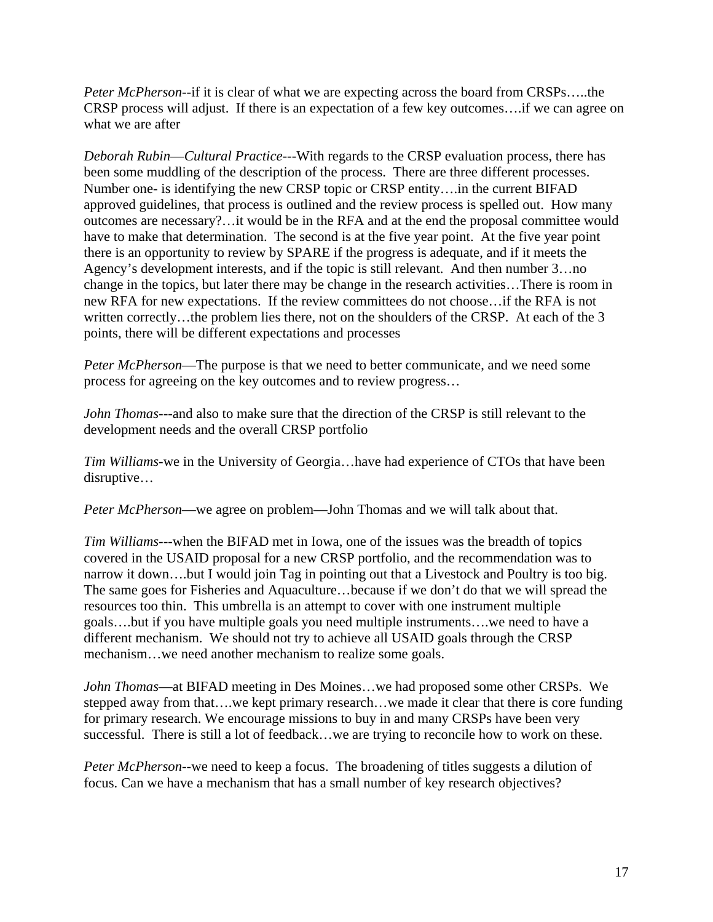*Peter McPherson*--if it is clear of what we are expecting across the board from CRSPs…..the CRSP process will adjust. If there is an expectation of a few key outcomes….if we can agree on what we are after

*Deborah Rubin*—*Cultural Practice*---With regards to the CRSP evaluation process, there has been some muddling of the description of the process. There are three different processes. Number one- is identifying the new CRSP topic or CRSP entity….in the current BIFAD approved guidelines, that process is outlined and the review process is spelled out. How many outcomes are necessary?…it would be in the RFA and at the end the proposal committee would have to make that determination. The second is at the five year point. At the five year point there is an opportunity to review by SPARE if the progress is adequate, and if it meets the Agency's development interests, and if the topic is still relevant. And then number 3…no change in the topics, but later there may be change in the research activities…There is room in new RFA for new expectations. If the review committees do not choose…if the RFA is not written correctly…the problem lies there, not on the shoulders of the CRSP. At each of the 3 points, there will be different expectations and processes

*Peter McPherson*—The purpose is that we need to better communicate, and we need some process for agreeing on the key outcomes and to review progress…

*John Thomas*---and also to make sure that the direction of the CRSP is still relevant to the development needs and the overall CRSP portfolio

*Tim Williams*-we in the University of Georgia…have had experience of CTOs that have been disruptive…

*Peter McPherson*—we agree on problem—John Thomas and we will talk about that.

*Tim Williams*---when the BIFAD met in Iowa, one of the issues was the breadth of topics covered in the USAID proposal for a new CRSP portfolio, and the recommendation was to narrow it down….but I would join Tag in pointing out that a Livestock and Poultry is too big. The same goes for Fisheries and Aquaculture…because if we don't do that we will spread the resources too thin. This umbrella is an attempt to cover with one instrument multiple goals….but if you have multiple goals you need multiple instruments….we need to have a different mechanism. We should not try to achieve all USAID goals through the CRSP mechanism…we need another mechanism to realize some goals.

*John Thomas*—at BIFAD meeting in Des Moines…we had proposed some other CRSPs. We stepped away from that….we kept primary research…we made it clear that there is core funding for primary research. We encourage missions to buy in and many CRSPs have been very successful. There is still a lot of feedback…we are trying to reconcile how to work on these.

*Peter McPherson*--we need to keep a focus. The broadening of titles suggests a dilution of focus. Can we have a mechanism that has a small number of key research objectives?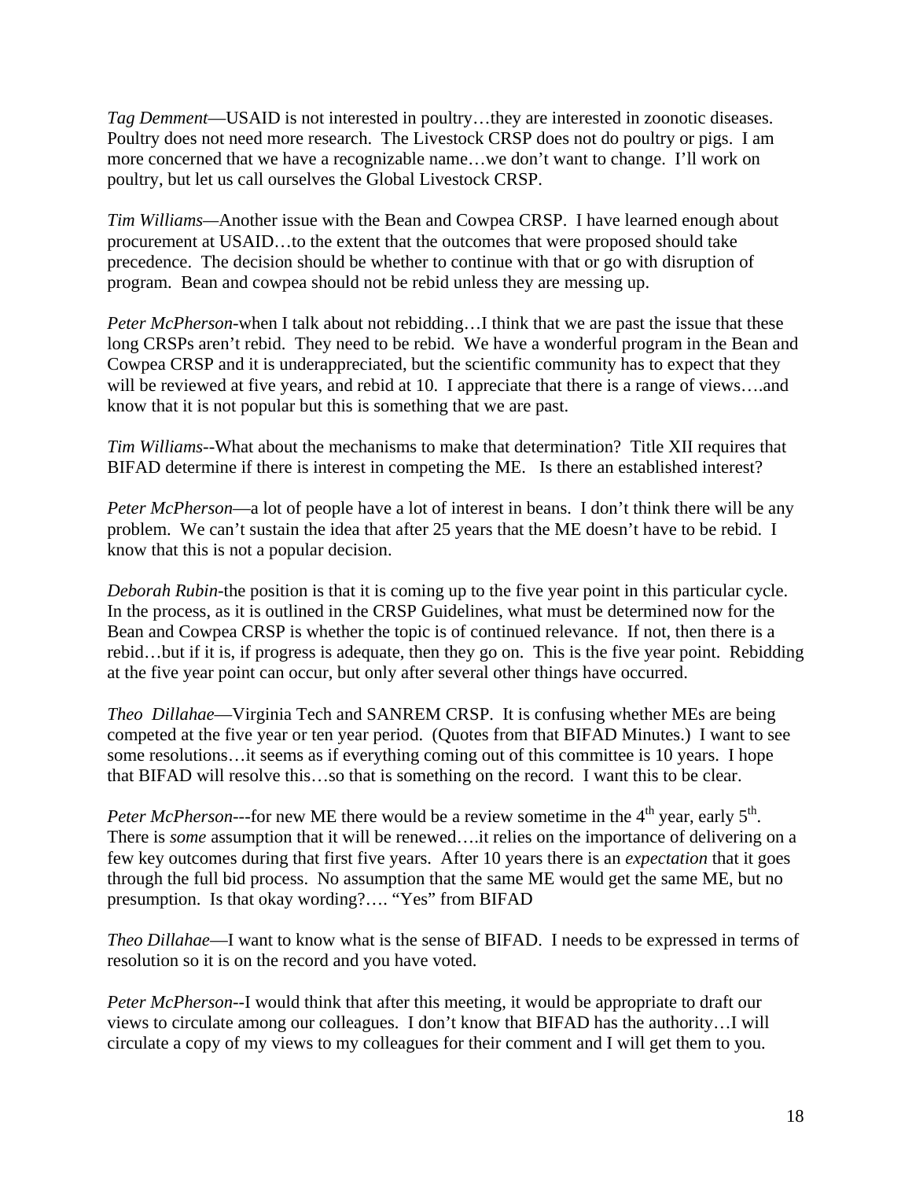*Tag Demment*—USAID is not interested in poultry…they are interested in zoonotic diseases. Poultry does not need more research. The Livestock CRSP does not do poultry or pigs. I am more concerned that we have a recognizable name…we don't want to change. I'll work on poultry, but let us call ourselves the Global Livestock CRSP.

*Tim Williams—*Another issue with the Bean and Cowpea CRSP. I have learned enough about procurement at USAID…to the extent that the outcomes that were proposed should take precedence. The decision should be whether to continue with that or go with disruption of program. Bean and cowpea should not be rebid unless they are messing up.

*Peter McPherson*-when I talk about not rebidding…I think that we are past the issue that these long CRSPs aren't rebid. They need to be rebid. We have a wonderful program in the Bean and Cowpea CRSP and it is underappreciated, but the scientific community has to expect that they will be reviewed at five years, and rebid at 10. I appreciate that there is a range of views….and know that it is not popular but this is something that we are past.

*Tim Williams*--What about the mechanisms to make that determination? Title XII requires that BIFAD determine if there is interest in competing the ME. Is there an established interest?

*Peter McPherson*—a lot of people have a lot of interest in beans. I don't think there will be any problem. We can't sustain the idea that after 25 years that the ME doesn't have to be rebid. I know that this is not a popular decision.

*Deborah Rubin*-the position is that it is coming up to the five year point in this particular cycle. In the process, as it is outlined in the CRSP Guidelines, what must be determined now for the Bean and Cowpea CRSP is whether the topic is of continued relevance. If not, then there is a rebid…but if it is, if progress is adequate, then they go on. This is the five year point. Rebidding at the five year point can occur, but only after several other things have occurred.

*Theo Dillahae*—Virginia Tech and SANREM CRSP. It is confusing whether MEs are being competed at the five year or ten year period. (Quotes from that BIFAD Minutes.) I want to see some resolutions…it seems as if everything coming out of this committee is 10 years. I hope that BIFAD will resolve this…so that is something on the record. I want this to be clear.

*Peter McPherson*---for new ME there would be a review sometime in the 4th year, early 5th. There is *some* assumption that it will be renewed….it relies on the importance of delivering on a few key outcomes during that first five years. After 10 years there is an *expectation* that it goes through the full bid process. No assumption that the same ME would get the same ME, but no presumption. Is that okay wording?…. "Yes" from BIFAD

*Theo Dillahae*—I want to know what is the sense of BIFAD. I needs to be expressed in terms of resolution so it is on the record and you have voted.

*Peter McPherson*--I would think that after this meeting, it would be appropriate to draft our views to circulate among our colleagues. I don't know that BIFAD has the authority…I will circulate a copy of my views to my colleagues for their comment and I will get them to you.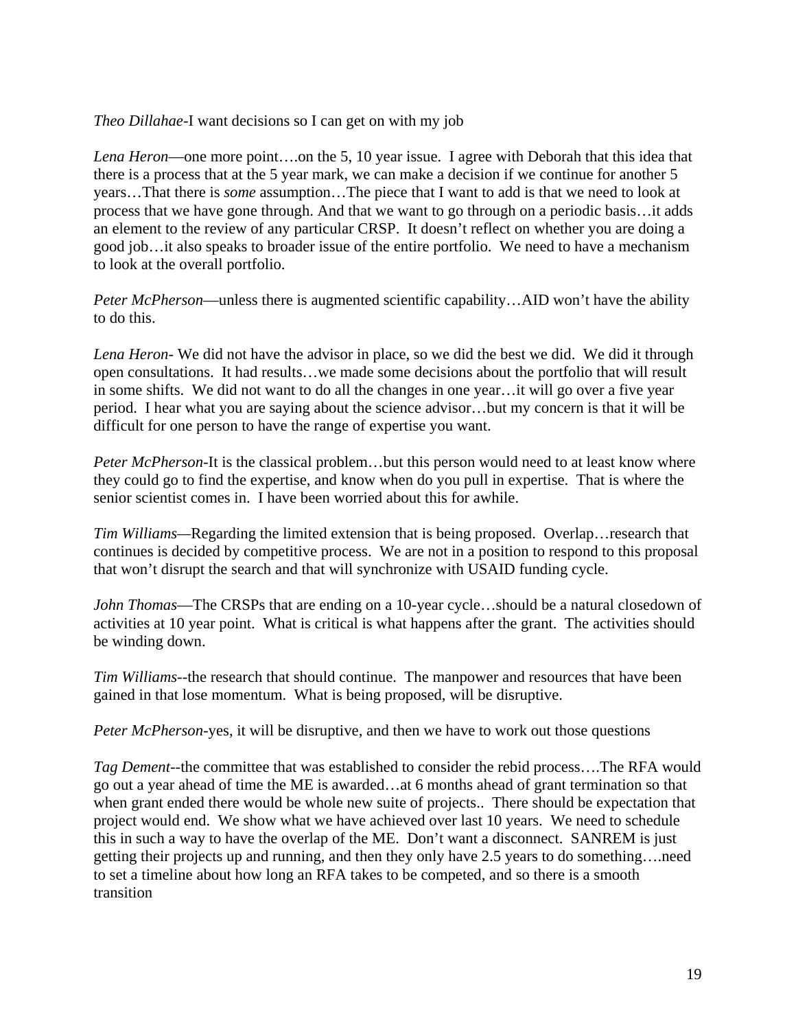*Theo Dillahae*-I want decisions so I can get on with my job

*Lena Heron*—one more point….on the 5, 10 year issue. I agree with Deborah that this idea that there is a process that at the 5 year mark, we can make a decision if we continue for another 5 years…That there is *some* assumption…The piece that I want to add is that we need to look at process that we have gone through. And that we want to go through on a periodic basis…it adds an element to the review of any particular CRSP. It doesn't reflect on whether you are doing a good job…it also speaks to broader issue of the entire portfolio. We need to have a mechanism to look at the overall portfolio.

*Peter McPherson*—unless there is augmented scientific capability…AID won't have the ability to do this.

*Lena Heron*- We did not have the advisor in place, so we did the best we did. We did it through open consultations. It had results…we made some decisions about the portfolio that will result in some shifts. We did not want to do all the changes in one year…it will go over a five year period. I hear what you are saying about the science advisor…but my concern is that it will be difficult for one person to have the range of expertise you want.

*Peter McPherson*-It is the classical problem…but this person would need to at least know where they could go to find the expertise, and know when do you pull in expertise. That is where the senior scientist comes in. I have been worried about this for awhile.

*Tim Williams*—Regarding the limited extension that is being proposed. Overlap…research that continues is decided by competitive process. We are not in a position to respond to this proposal that won't disrupt the search and that will synchronize with USAID funding cycle.

*John Thomas*—The CRSPs that are ending on a 10-year cycle…should be a natural closedown of activities at 10 year point. What is critical is what happens after the grant. The activities should be winding down.

*Tim Williams*--the research that should continue. The manpower and resources that have been gained in that lose momentum. What is being proposed, will be disruptive.

*Peter McPherson*-yes, it will be disruptive, and then we have to work out those questions

*Tag Dement*--the committee that was established to consider the rebid process….The RFA would go out a year ahead of time the ME is awarded…at 6 months ahead of grant termination so that when grant ended there would be whole new suite of projects.. There should be expectation that project would end. We show what we have achieved over last 10 years. We need to schedule this in such a way to have the overlap of the ME. Don't want a disconnect. SANREM is just getting their projects up and running, and then they only have 2.5 years to do something….need to set a timeline about how long an RFA takes to be competed, and so there is a smooth transition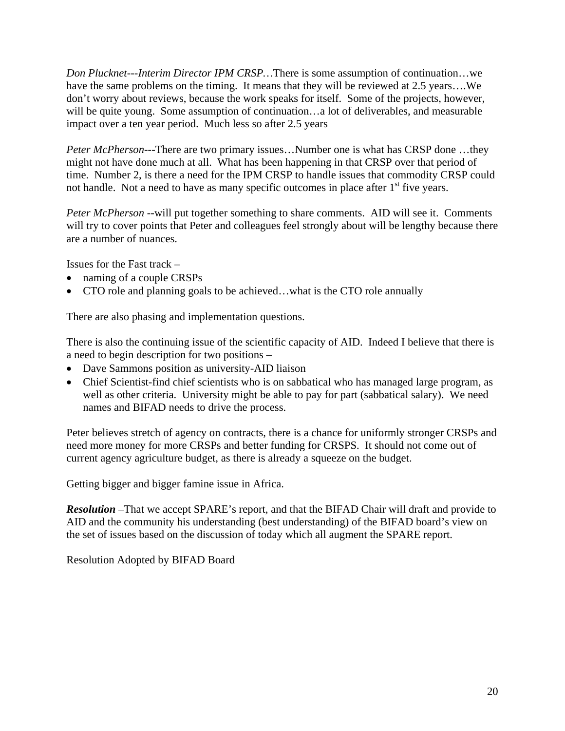*Don Plucknet---Interim Director IPM CRSP…*There is some assumption of continuation…we have the same problems on the timing. It means that they will be reviewed at 2.5 years….We don't worry about reviews, because the work speaks for itself. Some of the projects, however, will be quite young. Some assumption of continuation…a lot of deliverables, and measurable impact over a ten year period. Much less so after 2.5 years

*Peter McPherson*---There are two primary issues…Number one is what has CRSP done …they might not have done much at all. What has been happening in that CRSP over that period of time. Number 2, is there a need for the IPM CRSP to handle issues that commodity CRSP could not handle. Not a need to have as many specific outcomes in place after 1st five years.

*Peter McPherson* --will put together something to share comments. AID will see it. Comments will try to cover points that Peter and colleagues feel strongly about will be lengthy because there are a number of nuances.

Issues for the Fast track –

- naming of a couple CRSPs
- CTO role and planning goals to be achieved…what is the CTO role annually

There are also phasing and implementation questions.

There is also the continuing issue of the scientific capacity of AID. Indeed I believe that there is a need to begin description for two positions –

- Dave Sammons position as university-AID liaison
- Chief Scientist-find chief scientists who is on sabbatical who has managed large program, as well as other criteria. University might be able to pay for part (sabbatical salary). We need names and BIFAD needs to drive the process.

Peter believes stretch of agency on contracts, there is a chance for uniformly stronger CRSPs and need more money for more CRSPs and better funding for CRSPS. It should not come out of current agency agriculture budget, as there is already a squeeze on the budget.

Getting bigger and bigger famine issue in Africa.

***Resolution*** –That we accept SPARE's report, and that the BIFAD Chair will draft and provide to AID and the community his understanding (best understanding) of the BIFAD board's view on the set of issues based on the discussion of today which all augment the SPARE report.

Resolution Adopted by BIFAD Board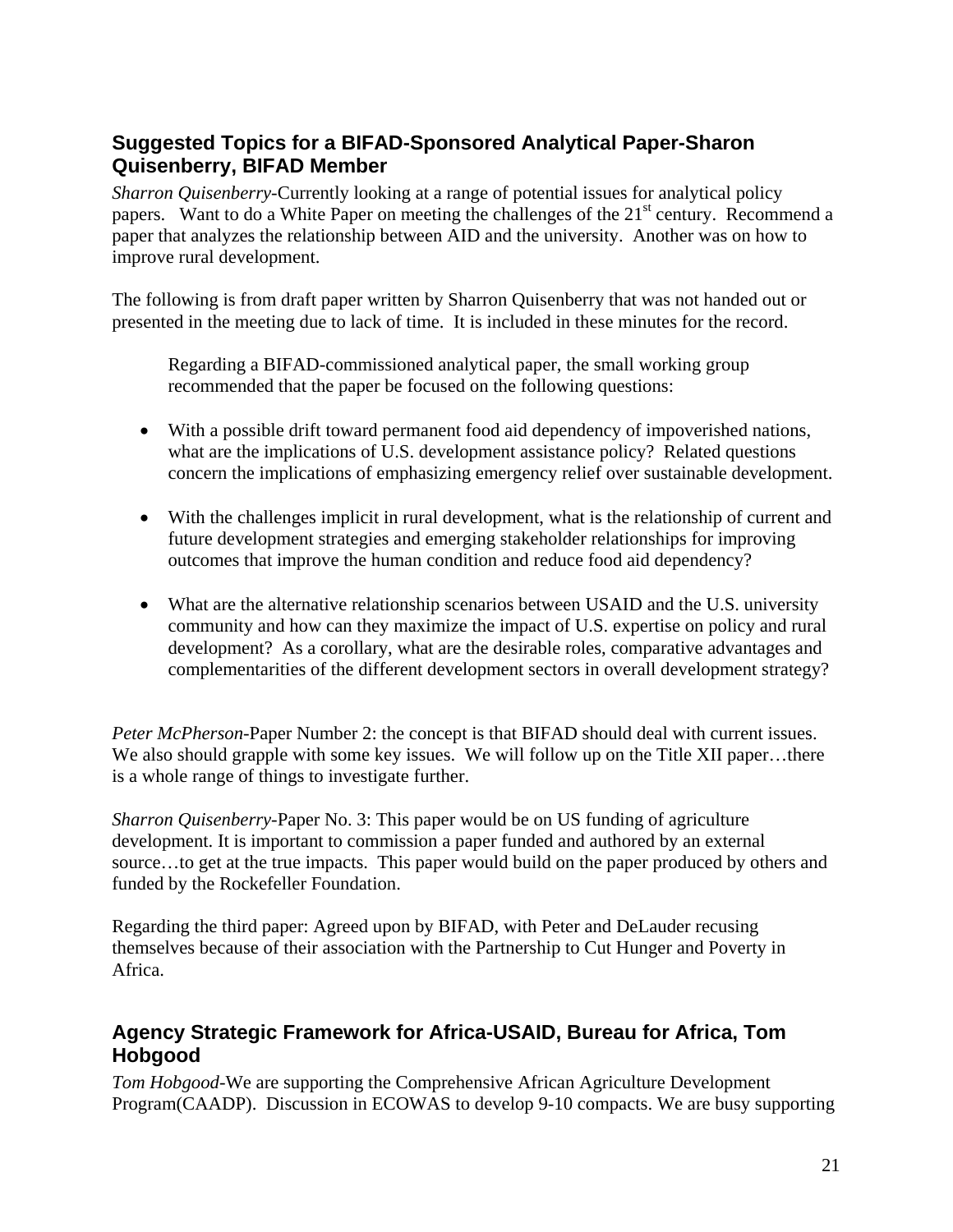## Suggested Topics for a BIFAD-Sponsored Analytical Paper-Sharon Quisenberry, BIFAD Member

*Sharron Quisenberry*-Currently looking at a range of potential issues for analytical policy papers. Want to do a White Paper on meeting the challenges of the 21st century. Recommend a paper that analyzes the relationship between AID and the university. Another was on how to improve rural development.

The following is from draft paper written by Sharron Quisenberry that was not handed out or presented in the meeting due to lack of time. It is included in these minutes for the record.

> Regarding a BIFAD-commissioned analytical paper, the small working group recommended that the paper be focused on the following questions:
>
> - With a possible drift toward permanent food aid dependency of impoverished nations, what are the implications of U.S. development assistance policy? Related questions concern the implications of emphasizing emergency relief over sustainable development.
> - With the challenges implicit in rural development, what is the relationship of current and future development strategies and emerging stakeholder relationships for improving outcomes that improve the human condition and reduce food aid dependency?
> - What are the alternative relationship scenarios between USAID and the U.S. university community and how can they maximize the impact of U.S. expertise on policy and rural development? As a corollary, what are the desirable roles, comparative advantages and complementarities of the different development sectors in overall development strategy?

*Peter McPherson*-Paper Number 2: the concept is that BIFAD should deal with current issues. We also should grapple with some key issues. We will follow up on the Title XII paper…there is a whole range of things to investigate further.

*Sharron Quisenberry*-Paper No. 3: This paper would be on US funding of agriculture development. It is important to commission a paper funded and authored by an external source…to get at the true impacts. This paper would build on the paper produced by others and funded by the Rockefeller Foundation.

Regarding the third paper: Agreed upon by BIFAD, with Peter and DeLauder recusing themselves because of their association with the Partnership to Cut Hunger and Poverty in Africa.

## Agency Strategic Framework for Africa-USAID, Bureau for Africa, Tom Hobgood

*Tom Hobgood*-We are supporting the Comprehensive African Agriculture Development Program(CAADP). Discussion in ECOWAS to develop 9-10 compacts. We are busy supporting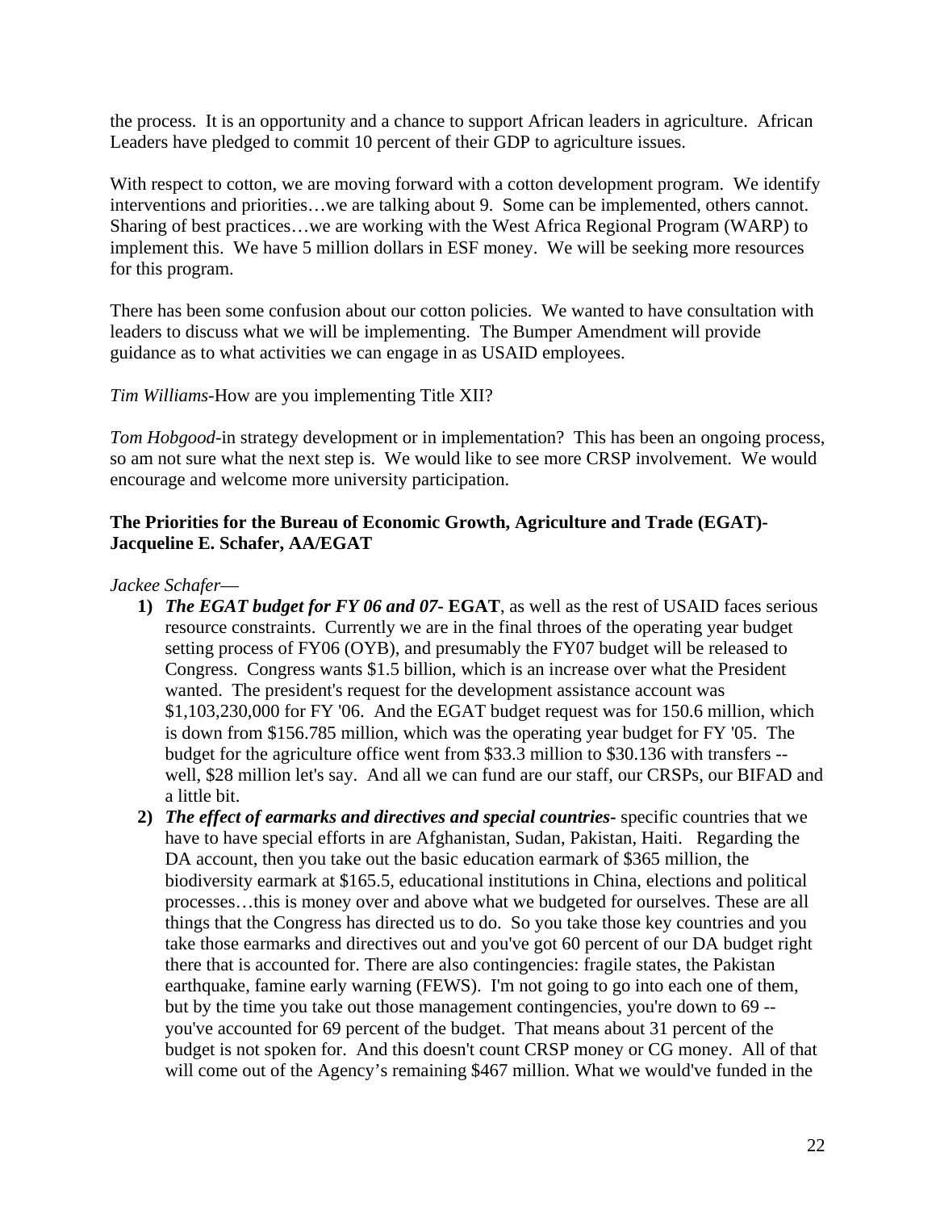the process. It is an opportunity and a chance to support African leaders in agriculture. African Leaders have pledged to commit 10 percent of their GDP to agriculture issues.

With respect to cotton, we are moving forward with a cotton development program. We identify interventions and priorities…we are talking about 9. Some can be implemented, others cannot. Sharing of best practices…we are working with the West Africa Regional Program (WARP) to implement this. We have 5 million dollars in ESF money. We will be seeking more resources for this program.

There has been some confusion about our cotton policies. We wanted to have consultation with leaders to discuss what we will be implementing. The Bumper Amendment will provide guidance as to what activities we can engage in as USAID employees.

*Tim Williams*-How are you implementing Title XII?

*Tom Hobgood*-in strategy development or in implementation? This has been an ongoing process, so am not sure what the next step is. We would like to see more CRSP involvement. We would encourage and welcome more university participation.

**The Priorities for the Bureau of Economic Growth, Agriculture and Trade (EGAT)- Jacqueline E. Schafer, AA/EGAT**

*Jackee Schafer*—

1) ***The EGAT budget for FY 06 and 07-*** **EGAT**, as well as the rest of USAID faces serious resource constraints. Currently we are in the final throes of the operating year budget setting process of FY06 (OYB), and presumably the FY07 budget will be released to Congress. Congress wants $1.5 billion, which is an increase over what the President wanted. The president's request for the development assistance account was $1,103,230,000 for FY '06. And the EGAT budget request was for 150.6 million, which is down from $156.785 million, which was the operating year budget for FY '05. The budget for the agriculture office went from $33.3 million to $30.136 with transfers -- well, $28 million let's say. And all we can fund are our staff, our CRSPs, our BIFAD and a little bit.
2) ***The effect of earmarks and directives and special countries-*** specific countries that we have to have special efforts in are Afghanistan, Sudan, Pakistan, Haiti. Regarding the DA account, then you take out the basic education earmark of $365 million, the biodiversity earmark at $165.5, educational institutions in China, elections and political processes…this is money over and above what we budgeted for ourselves. These are all things that the Congress has directed us to do. So you take those key countries and you take those earmarks and directives out and you've got 60 percent of our DA budget right there that is accounted for. There are also contingencies: fragile states, the Pakistan earthquake, famine early warning (FEWS). I'm not going to go into each one of them, but by the time you take out those management contingencies, you're down to 69 -- you've accounted for 69 percent of the budget. That means about 31 percent of the budget is not spoken for. And this doesn't count CRSP money or CG money. All of that will come out of the Agency's remaining $467 million. What we would've funded in the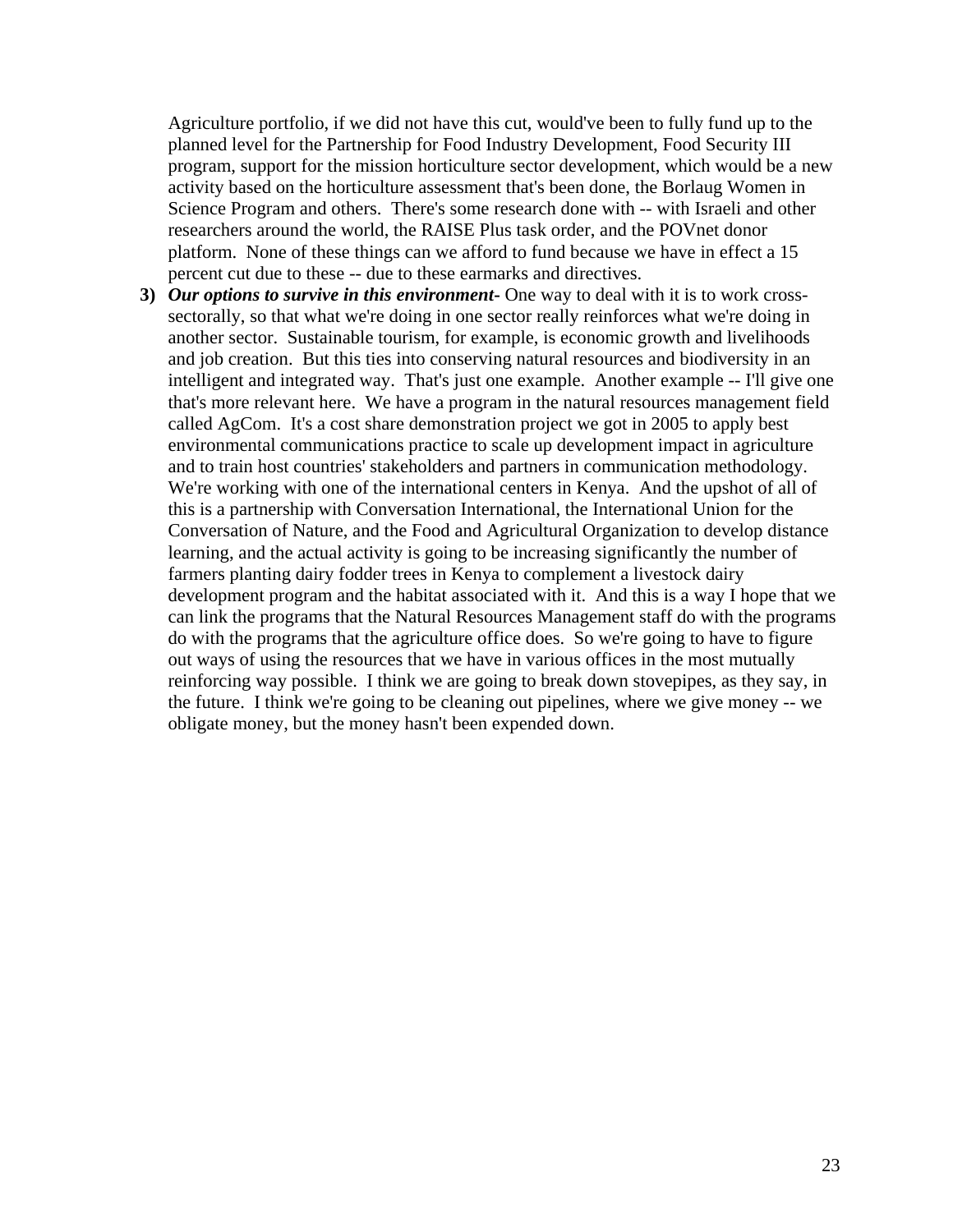Agriculture portfolio, if we did not have this cut, would've been to fully fund up to the planned level for the Partnership for Food Industry Development, Food Security III program, support for the mission horticulture sector development, which would be a new activity based on the horticulture assessment that's been done, the Borlaug Women in Science Program and others. There's some research done with -- with Israeli and other researchers around the world, the RAISE Plus task order, and the POVnet donor platform. None of these things can we afford to fund because we have in effect a 15 percent cut due to these -- due to these earmarks and directives.

3) ***Our options to survive in this environment***- One way to deal with it is to work cross-sectorally, so that what we're doing in one sector really reinforces what we're doing in another sector. Sustainable tourism, for example, is economic growth and livelihoods and job creation. But this ties into conserving natural resources and biodiversity in an intelligent and integrated way. That's just one example. Another example -- I'll give one that's more relevant here. We have a program in the natural resources management field called AgCom. It's a cost share demonstration project we got in 2005 to apply best environmental communications practice to scale up development impact in agriculture and to train host countries' stakeholders and partners in communication methodology. We're working with one of the international centers in Kenya. And the upshot of all of this is a partnership with Conversation International, the International Union for the Conversation of Nature, and the Food and Agricultural Organization to develop distance learning, and the actual activity is going to be increasing significantly the number of farmers planting dairy fodder trees in Kenya to complement a livestock dairy development program and the habitat associated with it. And this is a way I hope that we can link the programs that the Natural Resources Management staff do with the programs do with the programs that the agriculture office does. So we're going to have to figure out ways of using the resources that we have in various offices in the most mutually reinforcing way possible. I think we are going to break down stovepipes, as they say, in the future. I think we're going to be cleaning out pipelines, where we give money -- we obligate money, but the money hasn't been expended down.